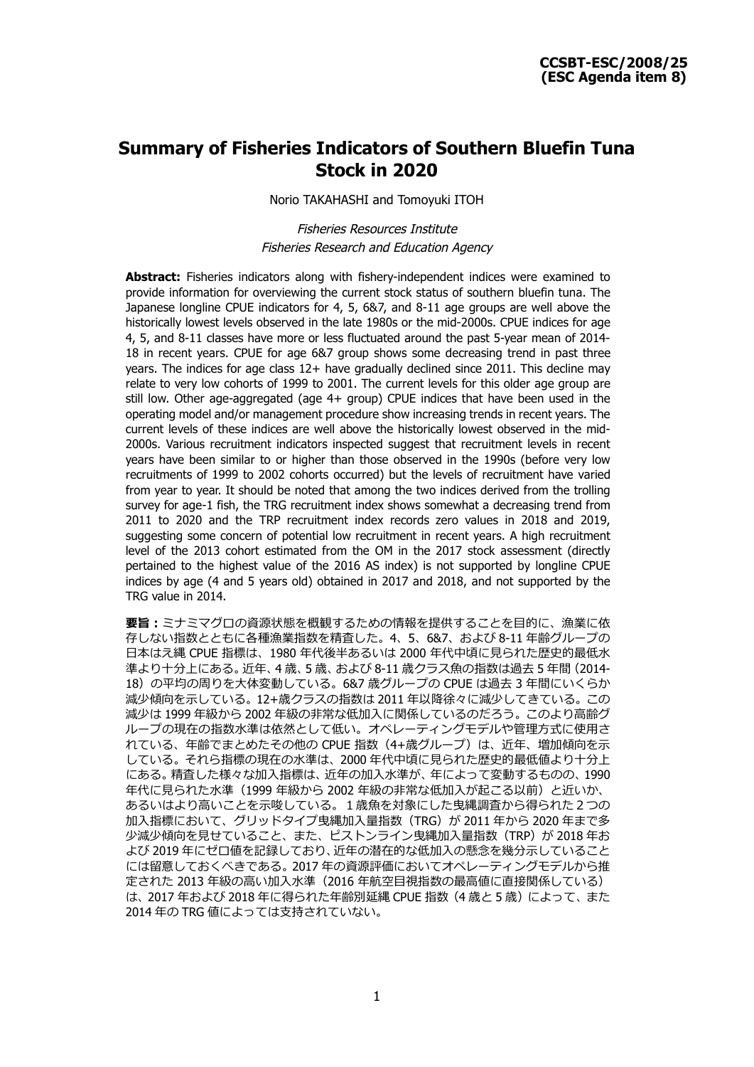**CCSBT-ESC/2008/25**
**(ESC Agenda item 8)**

# Summary of Fisheries Indicators of Southern Bluefin Tuna Stock in 2020

Norio TAKAHASHI and Tomoyuki ITOH

*Fisheries Resources Institute*
*Fisheries Research and Education Agency*

**Abstract:** Fisheries indicators along with fishery-independent indices were examined to provide information for overviewing the current stock status of southern bluefin tuna. The Japanese longline CPUE indicators for 4, 5, 6&7, and 8-11 age groups are well above the historically lowest levels observed in the late 1980s or the mid-2000s. CPUE indices for age 4, 5, and 8-11 classes have more or less fluctuated around the past 5-year mean of 2014-18 in recent years. CPUE for age 6&7 group shows some decreasing trend in past three years. The indices for age class 12+ have gradually declined since 2011. This decline may relate to very low cohorts of 1999 to 2001. The current levels for this older age group are still low. Other age-aggregated (age 4+ group) CPUE indices that have been used in the operating model and/or management procedure show increasing trends in recent years. The current levels of these indices are well above the historically lowest observed in the mid-2000s. Various recruitment indicators inspected suggest that recruitment levels in recent years have been similar to or higher than those observed in the 1990s (before very low recruitments of 1999 to 2002 cohorts occurred) but the levels of recruitment have varied from year to year. It should be noted that among the two indices derived from the trolling survey for age-1 fish, the TRG recruitment index shows somewhat a decreasing trend from 2011 to 2020 and the TRP recruitment index records zero values in 2018 and 2019, suggesting some concern of potential low recruitment in recent years. A high recruitment level of the 2013 cohort estimated from the OM in the 2017 stock assessment (directly pertained to the highest value of the 2016 AS index) is not supported by longline CPUE indices by age (4 and 5 years old) obtained in 2017 and 2018, and not supported by the TRG value in 2014.

**要旨：**ミナミマグロの資源状態を概観するための情報を提供することを目的に、漁業に依存しない指数とともに各種漁業指数を精査した。4、5、6&7、および 8-11 年齢グループの日本はえ縄 CPUE 指標は、1980 年代後半あるいは 2000 年代中頃に見られた歴史的最低水準より十分上にある。近年、4 歳、5 歳、および 8-11 歳クラス魚の指数は過去 5 年間（2014-18）の平均の周りを大体変動している。6&7 歳グループの CPUE は過去 3 年間にいくらか減少傾向を示している。12+歳クラスの指数は 2011 年以降徐々に減少してきている。この減少は 1999 年級から 2002 年級の非常な低加入に関係しているのだろう。このより高齢グループの現在の指数水準は依然として低い。オペレーティングモデルや管理方式に使用されている、年齢でまとめたその他の CPUE 指数（4+歳グループ）は、近年、増加傾向を示している。それら指標の現在の水準は、2000 年代中頃に見られた歴史的最低値より十分上にある。精査した様々な加入指標は、近年の加入水準が、年によって変動するものの、1990 年代に見られた水準（1999 年級から 2002 年級の非常な低加入が起こる以前）と近いか、あるいはより高いことを示唆している。1 歳魚を対象にした曳縄調査から得られた 2 つの加入指標において、グリッドタイプ曳縄加入量指数（TRG）が 2011 年から 2020 年まで多少減少傾向を見せていること、また、ピストンライン曳縄加入量指数（TRP）が 2018 年および 2019 年にゼロ値を記録しており、近年の潜在的な低加入の懸念を幾分示していることには留意しておくべきである。2017 年の資源評価においてオペレーティングモデルから推定された 2013 年級の高い加入水準（2016 年航空目視指数の最高値に直接関係している）は、2017 年および 2018 年に得られた年齢別延縄 CPUE 指数（4 歳と 5 歳）によって、また 2014 年の TRG 値によっては支持されていない。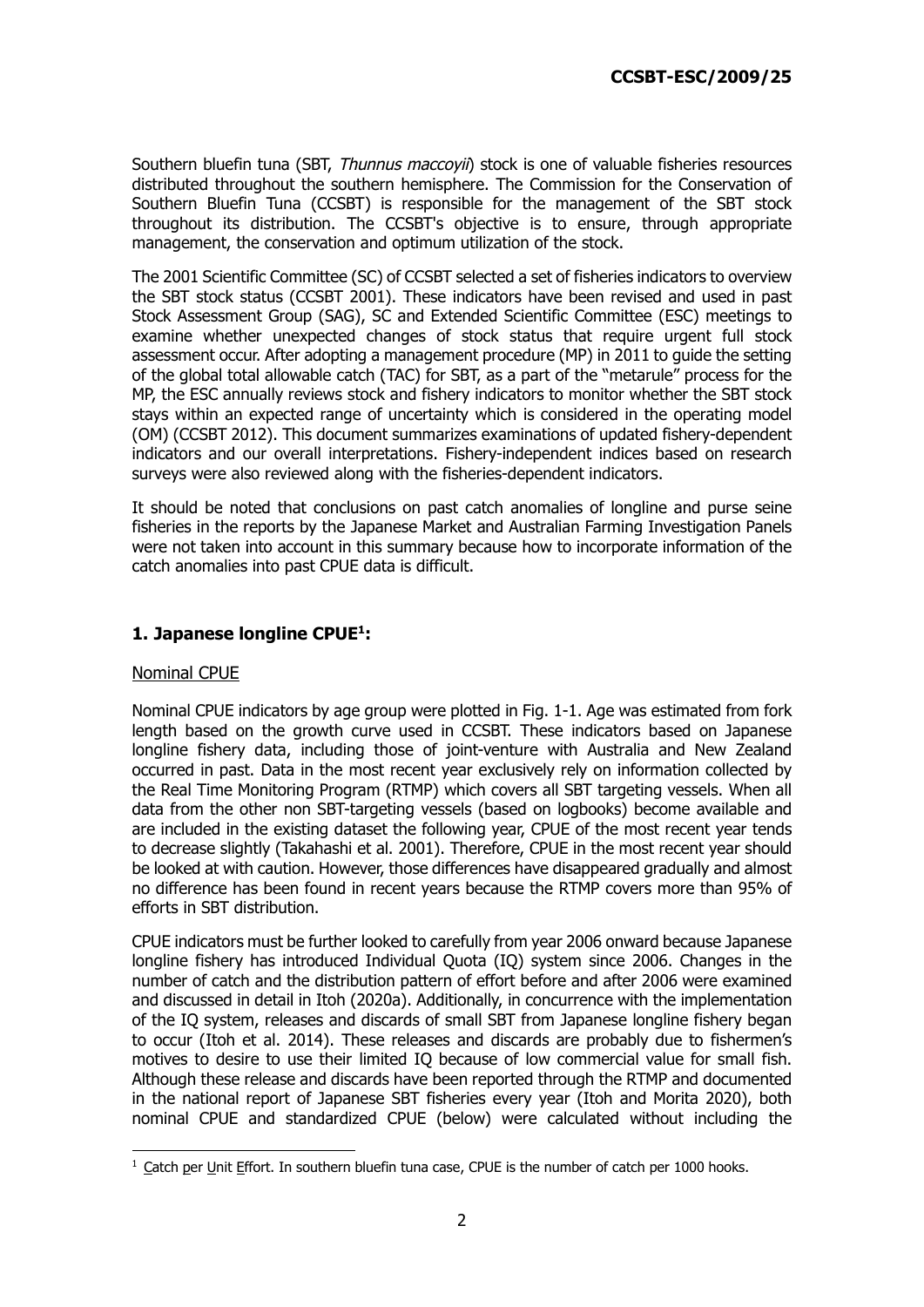Southern bluefin tuna (SBT, *Thunnus maccoyii*) stock is one of valuable fisheries resources distributed throughout the southern hemisphere. The Commission for the Conservation of Southern Bluefin Tuna (CCSBT) is responsible for the management of the SBT stock throughout its distribution. The CCSBT's objective is to ensure, through appropriate management, the conservation and optimum utilization of the stock.

The 2001 Scientific Committee (SC) of CCSBT selected a set of fisheries indicators to overview the SBT stock status (CCSBT 2001). These indicators have been revised and used in past Stock Assessment Group (SAG), SC and Extended Scientific Committee (ESC) meetings to examine whether unexpected changes of stock status that require urgent full stock assessment occur. After adopting a management procedure (MP) in 2011 to guide the setting of the global total allowable catch (TAC) for SBT, as a part of the "metarule" process for the MP, the ESC annually reviews stock and fishery indicators to monitor whether the SBT stock stays within an expected range of uncertainty which is considered in the operating model (OM) (CCSBT 2012). This document summarizes examinations of updated fishery-dependent indicators and our overall interpretations. Fishery-independent indices based on research surveys were also reviewed along with the fisheries-dependent indicators.

It should be noted that conclusions on past catch anomalies of longline and purse seine fisheries in the reports by the Japanese Market and Australian Farming Investigation Panels were not taken into account in this summary because how to incorporate information of the catch anomalies into past CPUE data is difficult.

## 1. Japanese longline CPUE[1]:

### Nominal CPUE

Nominal CPUE indicators by age group were plotted in Fig. 1-1. Age was estimated from fork length based on the growth curve used in CCSBT. These indicators based on Japanese longline fishery data, including those of joint-venture with Australia and New Zealand occurred in past. Data in the most recent year exclusively rely on information collected by the Real Time Monitoring Program (RTMP) which covers all SBT targeting vessels. When all data from the other non SBT-targeting vessels (based on logbooks) become available and are included in the existing dataset the following year, CPUE of the most recent year tends to decrease slightly (Takahashi et al. 2001). Therefore, CPUE in the most recent year should be looked at with caution. However, those differences have disappeared gradually and almost no difference has been found in recent years because the RTMP covers more than 95% of efforts in SBT distribution.

CPUE indicators must be further looked to carefully from year 2006 onward because Japanese longline fishery has introduced Individual Quota (IQ) system since 2006. Changes in the number of catch and the distribution pattern of effort before and after 2006 were examined and discussed in detail in Itoh (2020a). Additionally, in concurrence with the implementation of the IQ system, releases and discards of small SBT from Japanese longline fishery began to occur (Itoh et al. 2014). These releases and discards are probably due to fishermen's motives to desire to use their limited IQ because of low commercial value for small fish. Although these release and discards have been reported through the RTMP and documented in the national report of Japanese SBT fisheries every year (Itoh and Morita 2020), both nominal CPUE and standardized CPUE (below) were calculated without including the

[1] Catch per Unit Effort. In southern bluefin tuna case, CPUE is the number of catch per 1000 hooks.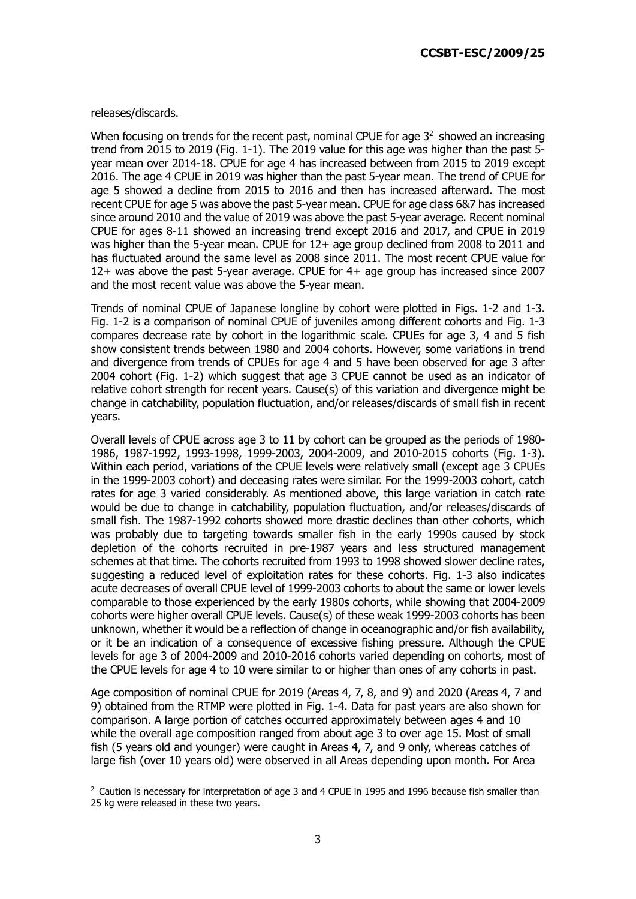releases/discards.

When focusing on trends for the recent past, nominal CPUE for age 3[2] showed an increasing trend from 2015 to 2019 (Fig. 1-1). The 2019 value for this age was higher than the past 5-year mean over 2014-18. CPUE for age 4 has increased between from 2015 to 2019 except 2016. The age 4 CPUE in 2019 was higher than the past 5-year mean. The trend of CPUE for age 5 showed a decline from 2015 to 2016 and then has increased afterward. The most recent CPUE for age 5 was above the past 5-year mean. CPUE for age class 6&7 has increased since around 2010 and the value of 2019 was above the past 5-year average. Recent nominal CPUE for ages 8-11 showed an increasing trend except 2016 and 2017, and CPUE in 2019 was higher than the 5-year mean. CPUE for 12+ age group declined from 2008 to 2011 and has fluctuated around the same level as 2008 since 2011. The most recent CPUE value for 12+ was above the past 5-year average. CPUE for 4+ age group has increased since 2007 and the most recent value was above the 5-year mean.

Trends of nominal CPUE of Japanese longline by cohort were plotted in Figs. 1-2 and 1-3. Fig. 1-2 is a comparison of nominal CPUE of juveniles among different cohorts and Fig. 1-3 compares decrease rate by cohort in the logarithmic scale. CPUEs for age 3, 4 and 5 fish show consistent trends between 1980 and 2004 cohorts. However, some variations in trend and divergence from trends of CPUEs for age 4 and 5 have been observed for age 3 after 2004 cohort (Fig. 1-2) which suggest that age 3 CPUE cannot be used as an indicator of relative cohort strength for recent years. Cause(s) of this variation and divergence might be change in catchability, population fluctuation, and/or releases/discards of small fish in recent years.

Overall levels of CPUE across age 3 to 11 by cohort can be grouped as the periods of 1980-1986, 1987-1992, 1993-1998, 1999-2003, 2004-2009, and 2010-2015 cohorts (Fig. 1-3). Within each period, variations of the CPUE levels were relatively small (except age 3 CPUEs in the 1999-2003 cohort) and deceasing rates were similar. For the 1999-2003 cohort, catch rates for age 3 varied considerably. As mentioned above, this large variation in catch rate would be due to change in catchability, population fluctuation, and/or releases/discards of small fish. The 1987-1992 cohorts showed more drastic declines than other cohorts, which was probably due to targeting towards smaller fish in the early 1990s caused by stock depletion of the cohorts recruited in pre-1987 years and less structured management schemes at that time. The cohorts recruited from 1993 to 1998 showed slower decline rates, suggesting a reduced level of exploitation rates for these cohorts. Fig. 1-3 also indicates acute decreases of overall CPUE level of 1999-2003 cohorts to about the same or lower levels comparable to those experienced by the early 1980s cohorts, while showing that 2004-2009 cohorts were higher overall CPUE levels. Cause(s) of these weak 1999-2003 cohorts has been unknown, whether it would be a reflection of change in oceanographic and/or fish availability, or it be an indication of a consequence of excessive fishing pressure. Although the CPUE levels for age 3 of 2004-2009 and 2010-2016 cohorts varied depending on cohorts, most of the CPUE levels for age 4 to 10 were similar to or higher than ones of any cohorts in past.

Age composition of nominal CPUE for 2019 (Areas 4, 7, 8, and 9) and 2020 (Areas 4, 7 and 9) obtained from the RTMP were plotted in Fig. 1-4. Data for past years are also shown for comparison. A large portion of catches occurred approximately between ages 4 and 10 while the overall age composition ranged from about age 3 to over age 15. Most of small fish (5 years old and younger) were caught in Areas 4, 7, and 9 only, whereas catches of large fish (over 10 years old) were observed in all Areas depending upon month. For Area

[2] Caution is necessary for interpretation of age 3 and 4 CPUE in 1995 and 1996 because fish smaller than 25 kg were released in these two years.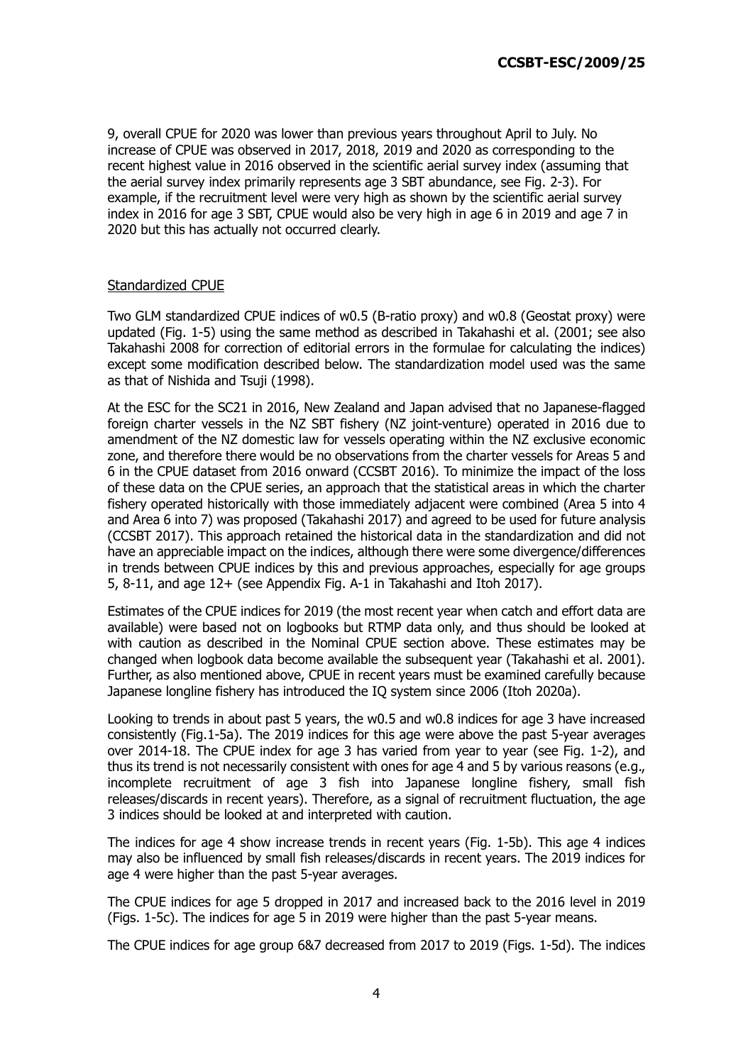9, overall CPUE for 2020 was lower than previous years throughout April to July. No increase of CPUE was observed in 2017, 2018, 2019 and 2020 as corresponding to the recent highest value in 2016 observed in the scientific aerial survey index (assuming that the aerial survey index primarily represents age 3 SBT abundance, see Fig. 2-3). For example, if the recruitment level were very high as shown by the scientific aerial survey index in 2016 for age 3 SBT, CPUE would also be very high in age 6 in 2019 and age 7 in 2020 but this has actually not occurred clearly.

## Standardized CPUE

Two GLM standardized CPUE indices of w0.5 (B-ratio proxy) and w0.8 (Geostat proxy) were updated (Fig. 1-5) using the same method as described in Takahashi et al. (2001; see also Takahashi 2008 for correction of editorial errors in the formulae for calculating the indices) except some modification described below. The standardization model used was the same as that of Nishida and Tsuji (1998).

At the ESC for the SC21 in 2016, New Zealand and Japan advised that no Japanese-flagged foreign charter vessels in the NZ SBT fishery (NZ joint-venture) operated in 2016 due to amendment of the NZ domestic law for vessels operating within the NZ exclusive economic zone, and therefore there would be no observations from the charter vessels for Areas 5 and 6 in the CPUE dataset from 2016 onward (CCSBT 2016). To minimize the impact of the loss of these data on the CPUE series, an approach that the statistical areas in which the charter fishery operated historically with those immediately adjacent were combined (Area 5 into 4 and Area 6 into 7) was proposed (Takahashi 2017) and agreed to be used for future analysis (CCSBT 2017). This approach retained the historical data in the standardization and did not have an appreciable impact on the indices, although there were some divergence/differences in trends between CPUE indices by this and previous approaches, especially for age groups 5, 8-11, and age 12+ (see Appendix Fig. A-1 in Takahashi and Itoh 2017).

Estimates of the CPUE indices for 2019 (the most recent year when catch and effort data are available) were based not on logbooks but RTMP data only, and thus should be looked at with caution as described in the Nominal CPUE section above. These estimates may be changed when logbook data become available the subsequent year (Takahashi et al. 2001). Further, as also mentioned above, CPUE in recent years must be examined carefully because Japanese longline fishery has introduced the IQ system since 2006 (Itoh 2020a).

Looking to trends in about past 5 years, the w0.5 and w0.8 indices for age 3 have increased consistently (Fig.1-5a). The 2019 indices for this age were above the past 5-year averages over 2014-18. The CPUE index for age 3 has varied from year to year (see Fig. 1-2), and thus its trend is not necessarily consistent with ones for age 4 and 5 by various reasons (e.g., incomplete recruitment of age 3 fish into Japanese longline fishery, small fish releases/discards in recent years). Therefore, as a signal of recruitment fluctuation, the age 3 indices should be looked at and interpreted with caution.

The indices for age 4 show increase trends in recent years (Fig. 1-5b). This age 4 indices may also be influenced by small fish releases/discards in recent years. The 2019 indices for age 4 were higher than the past 5-year averages.

The CPUE indices for age 5 dropped in 2017 and increased back to the 2016 level in 2019 (Figs. 1-5c). The indices for age 5 in 2019 were higher than the past 5-year means.

The CPUE indices for age group 6&7 decreased from 2017 to 2019 (Figs. 1-5d). The indices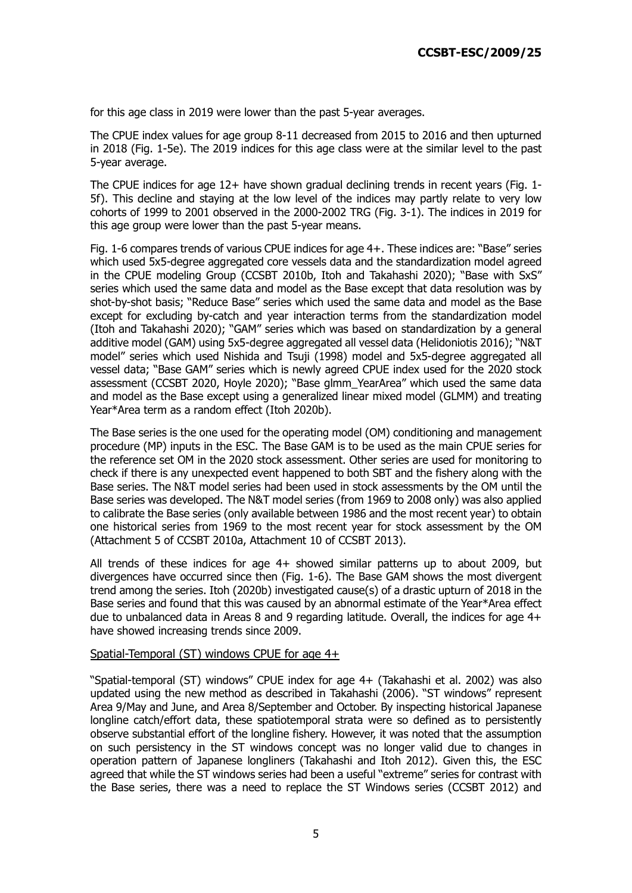for this age class in 2019 were lower than the past 5-year averages.

The CPUE index values for age group 8-11 decreased from 2015 to 2016 and then upturned in 2018 (Fig. 1-5e). The 2019 indices for this age class were at the similar level to the past 5-year average.

The CPUE indices for age 12+ have shown gradual declining trends in recent years (Fig. 1-5f). This decline and staying at the low level of the indices may partly relate to very low cohorts of 1999 to 2001 observed in the 2000-2002 TRG (Fig. 3-1). The indices in 2019 for this age group were lower than the past 5-year means.

Fig. 1-6 compares trends of various CPUE indices for age 4+. These indices are: "Base" series which used 5x5-degree aggregated core vessels data and the standardization model agreed in the CPUE modeling Group (CCSBT 2010b, Itoh and Takahashi 2020); "Base with SxS" series which used the same data and model as the Base except that data resolution was by shot-by-shot basis; "Reduce Base" series which used the same data and model as the Base except for excluding by-catch and year interaction terms from the standardization model (Itoh and Takahashi 2020); "GAM" series which was based on standardization by a general additive model (GAM) using 5x5-degree aggregated all vessel data (Helidoniotis 2016); "N&T model" series which used Nishida and Tsuji (1998) model and 5x5-degree aggregated all vessel data; "Base GAM" series which is newly agreed CPUE index used for the 2020 stock assessment (CCSBT 2020, Hoyle 2020); "Base glmm_YearArea" which used the same data and model as the Base except using a generalized linear mixed model (GLMM) and treating Year*Area term as a random effect (Itoh 2020b).

The Base series is the one used for the operating model (OM) conditioning and management procedure (MP) inputs in the ESC. The Base GAM is to be used as the main CPUE series for the reference set OM in the 2020 stock assessment. Other series are used for monitoring to check if there is any unexpected event happened to both SBT and the fishery along with the Base series. The N&T model series had been used in stock assessments by the OM until the Base series was developed. The N&T model series (from 1969 to 2008 only) was also applied to calibrate the Base series (only available between 1986 and the most recent year) to obtain one historical series from 1969 to the most recent year for stock assessment by the OM (Attachment 5 of CCSBT 2010a, Attachment 10 of CCSBT 2013).

All trends of these indices for age 4+ showed similar patterns up to about 2009, but divergences have occurred since then (Fig. 1-6). The Base GAM shows the most divergent trend among the series. Itoh (2020b) investigated cause(s) of a drastic upturn of 2018 in the Base series and found that this was caused by an abnormal estimate of the Year*Area effect due to unbalanced data in Areas 8 and 9 regarding latitude. Overall, the indices for age 4+ have showed increasing trends since 2009.

Spatial-Temporal (ST) windows CPUE for age 4+

"Spatial-temporal (ST) windows" CPUE index for age 4+ (Takahashi et al. 2002) was also updated using the new method as described in Takahashi (2006). "ST windows" represent Area 9/May and June, and Area 8/September and October. By inspecting historical Japanese longline catch/effort data, these spatiotemporal strata were so defined as to persistently observe substantial effort of the longline fishery. However, it was noted that the assumption on such persistency in the ST windows concept was no longer valid due to changes in operation pattern of Japanese longliners (Takahashi and Itoh 2012). Given this, the ESC agreed that while the ST windows series had been a useful "extreme" series for contrast with the Base series, there was a need to replace the ST Windows series (CCSBT 2012) and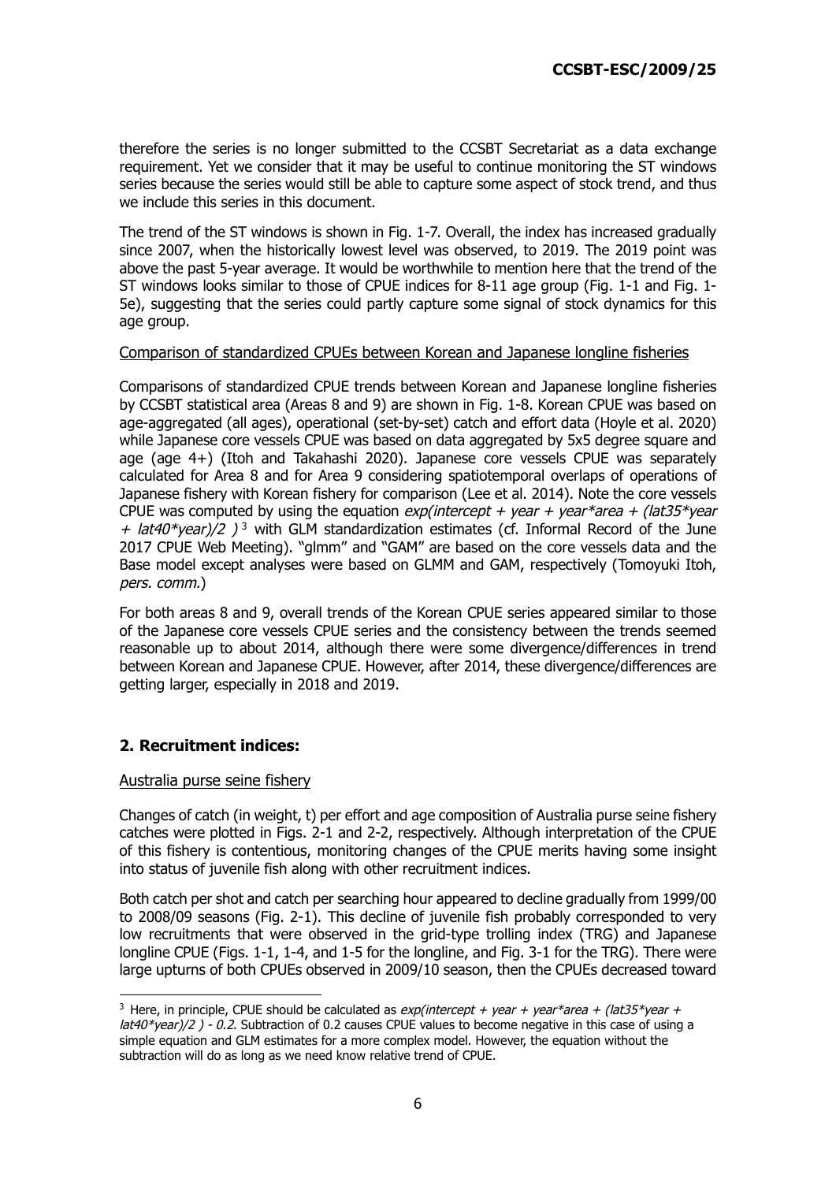therefore the series is no longer submitted to the CCSBT Secretariat as a data exchange requirement. Yet we consider that it may be useful to continue monitoring the ST windows series because the series would still be able to capture some aspect of stock trend, and thus we include this series in this document.

The trend of the ST windows is shown in Fig. 1-7. Overall, the index has increased gradually since 2007, when the historically lowest level was observed, to 2019. The 2019 point was above the past 5-year average. It would be worthwhile to mention here that the trend of the ST windows looks similar to those of CPUE indices for 8-11 age group (Fig. 1-1 and Fig. 1-5e), suggesting that the series could partly capture some signal of stock dynamics for this age group.

Comparison of standardized CPUEs between Korean and Japanese longline fisheries

Comparisons of standardized CPUE trends between Korean and Japanese longline fisheries by CCSBT statistical area (Areas 8 and 9) are shown in Fig. 1-8. Korean CPUE was based on age-aggregated (all ages), operational (set-by-set) catch and effort data (Hoyle et al. 2020) while Japanese core vessels CPUE was based on data aggregated by 5x5 degree square and age (age 4+) (Itoh and Takahashi 2020). Japanese core vessels CPUE was separately calculated for Area 8 and for Area 9 considering spatiotemporal overlaps of operations of Japanese fishery with Korean fishery for comparison (Lee et al. 2014). Note the core vessels CPUE was computed by using the equation *exp(intercept + year + year\*area + (lat35\*year + lat40\*year)/2 )* [3] with GLM standardization estimates (cf. Informal Record of the June 2017 CPUE Web Meeting). "glmm" and "GAM" are based on the core vessels data and the Base model except analyses were based on GLMM and GAM, respectively (Tomoyuki Itoh, *pers. comm.*)

For both areas 8 and 9, overall trends of the Korean CPUE series appeared similar to those of the Japanese core vessels CPUE series and the consistency between the trends seemed reasonable up to about 2014, although there were some divergence/differences in trend between Korean and Japanese CPUE. However, after 2014, these divergence/differences are getting larger, especially in 2018 and 2019.

## 2. Recruitment indices:

Australia purse seine fishery

Changes of catch (in weight, t) per effort and age composition of Australia purse seine fishery catches were plotted in Figs. 2-1 and 2-2, respectively. Although interpretation of the CPUE of this fishery is contentious, monitoring changes of the CPUE merits having some insight into status of juvenile fish along with other recruitment indices.

Both catch per shot and catch per searching hour appeared to decline gradually from 1999/00 to 2008/09 seasons (Fig. 2-1). This decline of juvenile fish probably corresponded to very low recruitments that were observed in the grid-type trolling index (TRG) and Japanese longline CPUE (Figs. 1-1, 1-4, and 1-5 for the longline, and Fig. 3-1 for the TRG). There were large upturns of both CPUEs observed in 2009/10 season, then the CPUEs decreased toward

---

[3] Here, in principle, CPUE should be calculated as *exp(intercept + year + year\*area + (lat35\*year + lat40\*year)/2 ) - 0.2*. Subtraction of 0.2 causes CPUE values to become negative in this case of using a simple equation and GLM estimates for a more complex model. However, the equation without the subtraction will do as long as we need know relative trend of CPUE.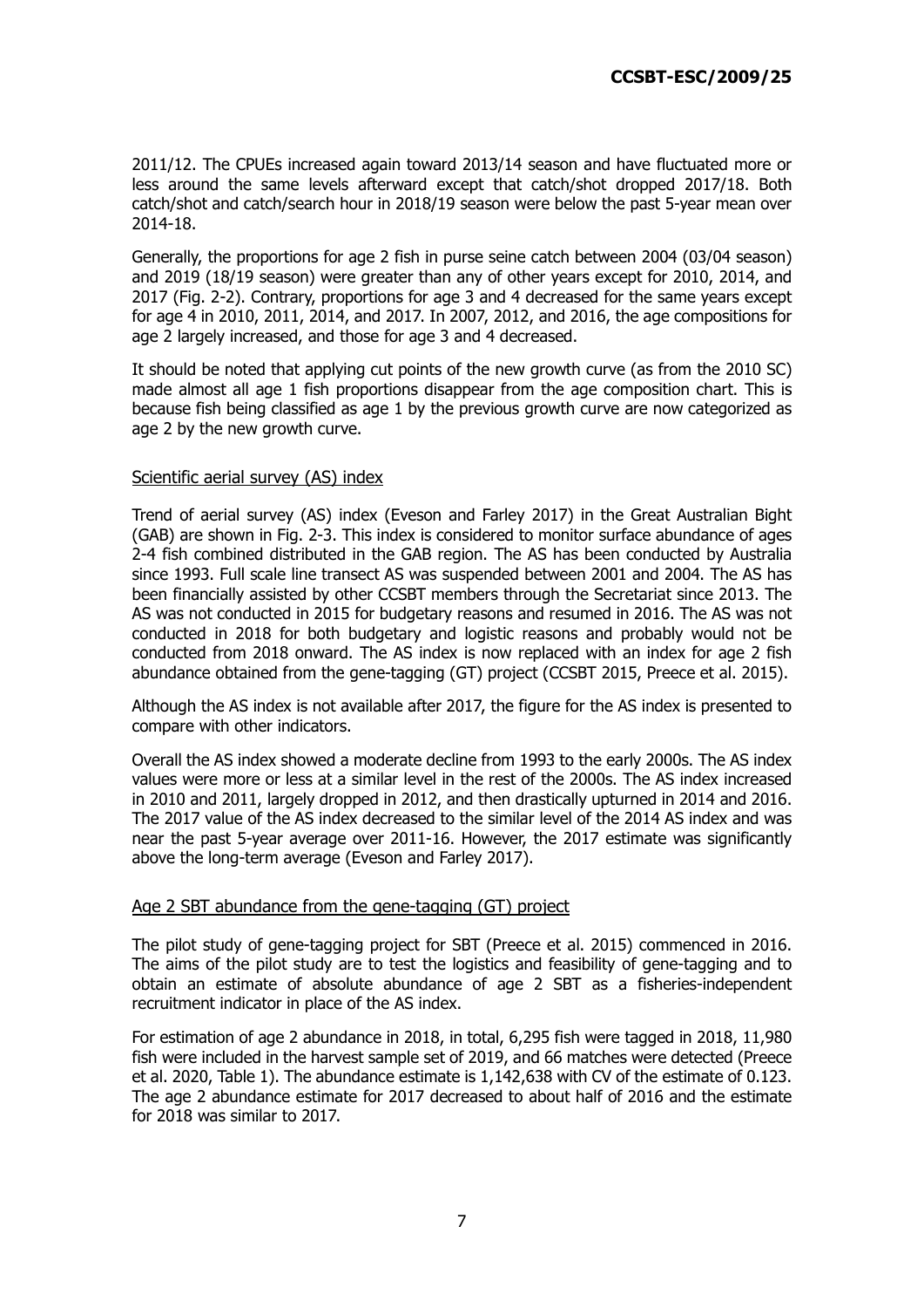2011/12. The CPUEs increased again toward 2013/14 season and have fluctuated more or less around the same levels afterward except that catch/shot dropped 2017/18. Both catch/shot and catch/search hour in 2018/19 season were below the past 5-year mean over 2014-18.

Generally, the proportions for age 2 fish in purse seine catch between 2004 (03/04 season) and 2019 (18/19 season) were greater than any of other years except for 2010, 2014, and 2017 (Fig. 2-2). Contrary, proportions for age 3 and 4 decreased for the same years except for age 4 in 2010, 2011, 2014, and 2017. In 2007, 2012, and 2016, the age compositions for age 2 largely increased, and those for age 3 and 4 decreased.

It should be noted that applying cut points of the new growth curve (as from the 2010 SC) made almost all age 1 fish proportions disappear from the age composition chart. This is because fish being classified as age 1 by the previous growth curve are now categorized as age 2 by the new growth curve.

Scientific aerial survey (AS) index

Trend of aerial survey (AS) index (Eveson and Farley 2017) in the Great Australian Bight (GAB) are shown in Fig. 2-3. This index is considered to monitor surface abundance of ages 2-4 fish combined distributed in the GAB region. The AS has been conducted by Australia since 1993. Full scale line transect AS was suspended between 2001 and 2004. The AS has been financially assisted by other CCSBT members through the Secretariat since 2013. The AS was not conducted in 2015 for budgetary reasons and resumed in 2016. The AS was not conducted in 2018 for both budgetary and logistic reasons and probably would not be conducted from 2018 onward. The AS index is now replaced with an index for age 2 fish abundance obtained from the gene-tagging (GT) project (CCSBT 2015, Preece et al. 2015).

Although the AS index is not available after 2017, the figure for the AS index is presented to compare with other indicators.

Overall the AS index showed a moderate decline from 1993 to the early 2000s. The AS index values were more or less at a similar level in the rest of the 2000s. The AS index increased in 2010 and 2011, largely dropped in 2012, and then drastically upturned in 2014 and 2016. The 2017 value of the AS index decreased to the similar level of the 2014 AS index and was near the past 5-year average over 2011-16. However, the 2017 estimate was significantly above the long-term average (Eveson and Farley 2017).

Age 2 SBT abundance from the gene-tagging (GT) project

The pilot study of gene-tagging project for SBT (Preece et al. 2015) commenced in 2016. The aims of the pilot study are to test the logistics and feasibility of gene-tagging and to obtain an estimate of absolute abundance of age 2 SBT as a fisheries-independent recruitment indicator in place of the AS index.

For estimation of age 2 abundance in 2018, in total, 6,295 fish were tagged in 2018, 11,980 fish were included in the harvest sample set of 2019, and 66 matches were detected (Preece et al. 2020, Table 1). The abundance estimate is 1,142,638 with CV of the estimate of 0.123. The age 2 abundance estimate for 2017 decreased to about half of 2016 and the estimate for 2018 was similar to 2017.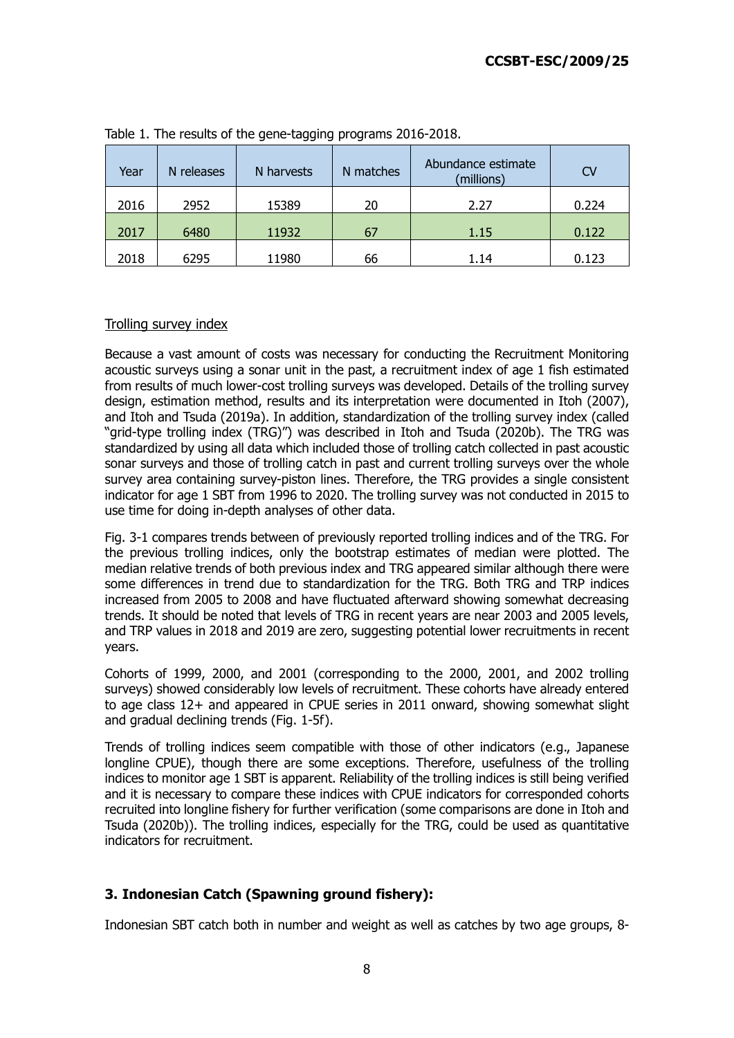Table 1. The results of the gene-tagging programs 2016-2018.

| Year | N releases | N harvests | N matches | Abundance estimate (millions) | CV |
|---|---|---|---|---|---|
| 2016 | 2952 | 15389 | 20 | 2.27 | 0.224 |
| 2017 | 6480 | 11932 | 67 | 1.15 | 0.122 |
| 2018 | 6295 | 11980 | 66 | 1.14 | 0.123 |

Trolling survey index

Because a vast amount of costs was necessary for conducting the Recruitment Monitoring acoustic surveys using a sonar unit in the past, a recruitment index of age 1 fish estimated from results of much lower-cost trolling surveys was developed. Details of the trolling survey design, estimation method, results and its interpretation were documented in Itoh (2007), and Itoh and Tsuda (2019a). In addition, standardization of the trolling survey index (called "grid-type trolling index (TRG)") was described in Itoh and Tsuda (2020b). The TRG was standardized by using all data which included those of trolling catch collected in past acoustic sonar surveys and those of trolling catch in past and current trolling surveys over the whole survey area containing survey-piston lines. Therefore, the TRG provides a single consistent indicator for age 1 SBT from 1996 to 2020. The trolling survey was not conducted in 2015 to use time for doing in-depth analyses of other data.

Fig. 3-1 compares trends between of previously reported trolling indices and of the TRG. For the previous trolling indices, only the bootstrap estimates of median were plotted. The median relative trends of both previous index and TRG appeared similar although there were some differences in trend due to standardization for the TRG. Both TRG and TRP indices increased from 2005 to 2008 and have fluctuated afterward showing somewhat decreasing trends. It should be noted that levels of TRG in recent years are near 2003 and 2005 levels, and TRP values in 2018 and 2019 are zero, suggesting potential lower recruitments in recent years.

Cohorts of 1999, 2000, and 2001 (corresponding to the 2000, 2001, and 2002 trolling surveys) showed considerably low levels of recruitment. These cohorts have already entered to age class 12+ and appeared in CPUE series in 2011 onward, showing somewhat slight and gradual declining trends (Fig. 1-5f).

Trends of trolling indices seem compatible with those of other indicators (e.g., Japanese longline CPUE), though there are some exceptions. Therefore, usefulness of the trolling indices to monitor age 1 SBT is apparent. Reliability of the trolling indices is still being verified and it is necessary to compare these indices with CPUE indicators for corresponded cohorts recruited into longline fishery for further verification (some comparisons are done in Itoh and Tsuda (2020b)). The trolling indices, especially for the TRG, could be used as quantitative indicators for recruitment.

### 3. Indonesian Catch (Spawning ground fishery):

Indonesian SBT catch both in number and weight as well as catches by two age groups, 8-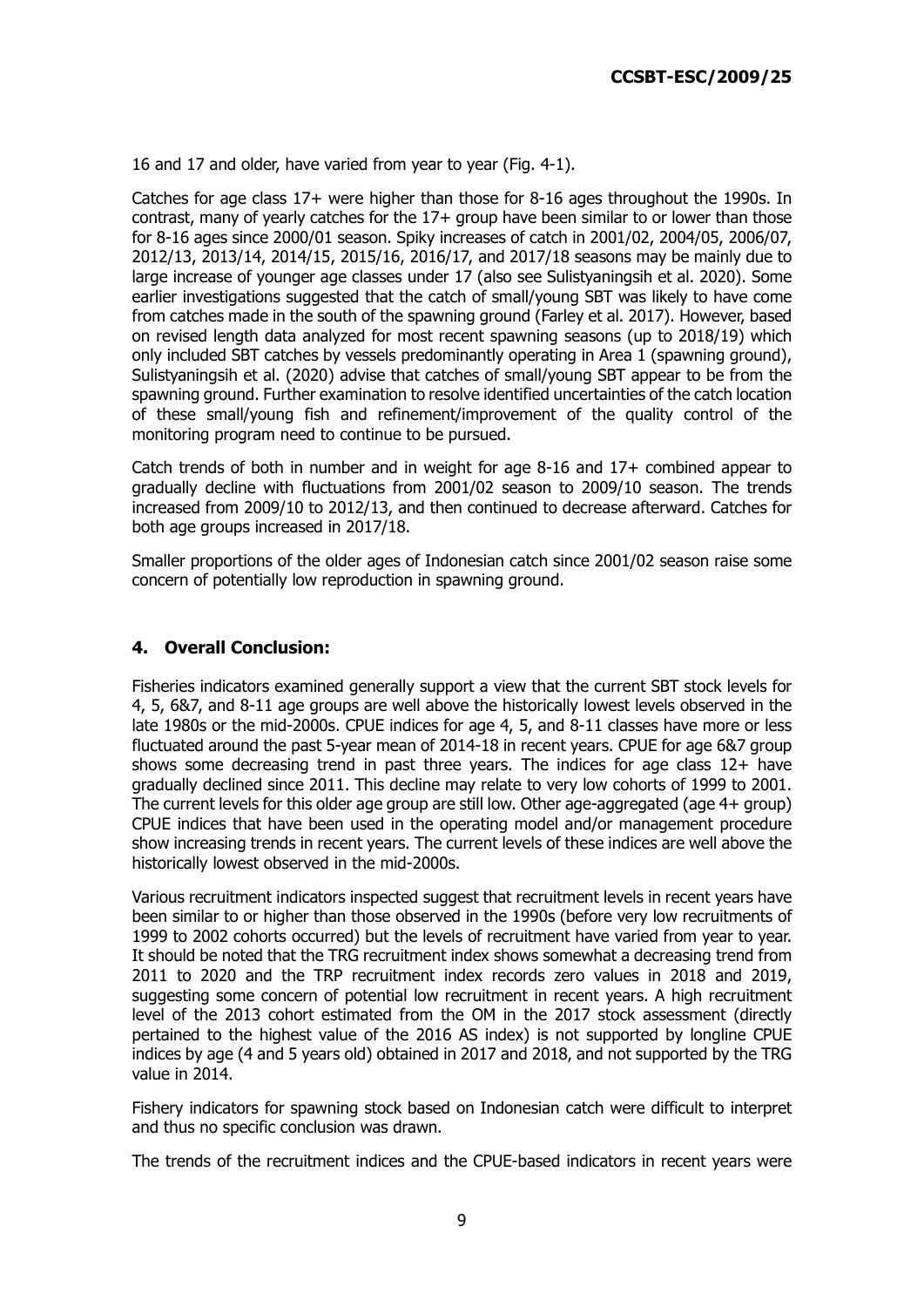16 and 17 and older, have varied from year to year (Fig. 4-1).

Catches for age class 17+ were higher than those for 8-16 ages throughout the 1990s. In contrast, many of yearly catches for the 17+ group have been similar to or lower than those for 8-16 ages since 2000/01 season. Spiky increases of catch in 2001/02, 2004/05, 2006/07, 2012/13, 2013/14, 2014/15, 2015/16, 2016/17, and 2017/18 seasons may be mainly due to large increase of younger age classes under 17 (also see Sulistyaningsih et al. 2020). Some earlier investigations suggested that the catch of small/young SBT was likely to have come from catches made in the south of the spawning ground (Farley et al. 2017). However, based on revised length data analyzed for most recent spawning seasons (up to 2018/19) which only included SBT catches by vessels predominantly operating in Area 1 (spawning ground), Sulistyaningsih et al. (2020) advise that catches of small/young SBT appear to be from the spawning ground. Further examination to resolve identified uncertainties of the catch location of these small/young fish and refinement/improvement of the quality control of the monitoring program need to continue to be pursued.

Catch trends of both in number and in weight for age 8-16 and 17+ combined appear to gradually decline with fluctuations from 2001/02 season to 2009/10 season. The trends increased from 2009/10 to 2012/13, and then continued to decrease afterward. Catches for both age groups increased in 2017/18.

Smaller proportions of the older ages of Indonesian catch since 2001/02 season raise some concern of potentially low reproduction in spawning ground.

## 4. Overall Conclusion:

Fisheries indicators examined generally support a view that the current SBT stock levels for 4, 5, 6&7, and 8-11 age groups are well above the historically lowest levels observed in the late 1980s or the mid-2000s. CPUE indices for age 4, 5, and 8-11 classes have more or less fluctuated around the past 5-year mean of 2014-18 in recent years. CPUE for age 6&7 group shows some decreasing trend in past three years. The indices for age class 12+ have gradually declined since 2011. This decline may relate to very low cohorts of 1999 to 2001. The current levels for this older age group are still low. Other age-aggregated (age 4+ group) CPUE indices that have been used in the operating model and/or management procedure show increasing trends in recent years. The current levels of these indices are well above the historically lowest observed in the mid-2000s.

Various recruitment indicators inspected suggest that recruitment levels in recent years have been similar to or higher than those observed in the 1990s (before very low recruitments of 1999 to 2002 cohorts occurred) but the levels of recruitment have varied from year to year. It should be noted that the TRG recruitment index shows somewhat a decreasing trend from 2011 to 2020 and the TRP recruitment index records zero values in 2018 and 2019, suggesting some concern of potential low recruitment in recent years. A high recruitment level of the 2013 cohort estimated from the OM in the 2017 stock assessment (directly pertained to the highest value of the 2016 AS index) is not supported by longline CPUE indices by age (4 and 5 years old) obtained in 2017 and 2018, and not supported by the TRG value in 2014.

Fishery indicators for spawning stock based on Indonesian catch were difficult to interpret and thus no specific conclusion was drawn.

The trends of the recruitment indices and the CPUE-based indicators in recent years were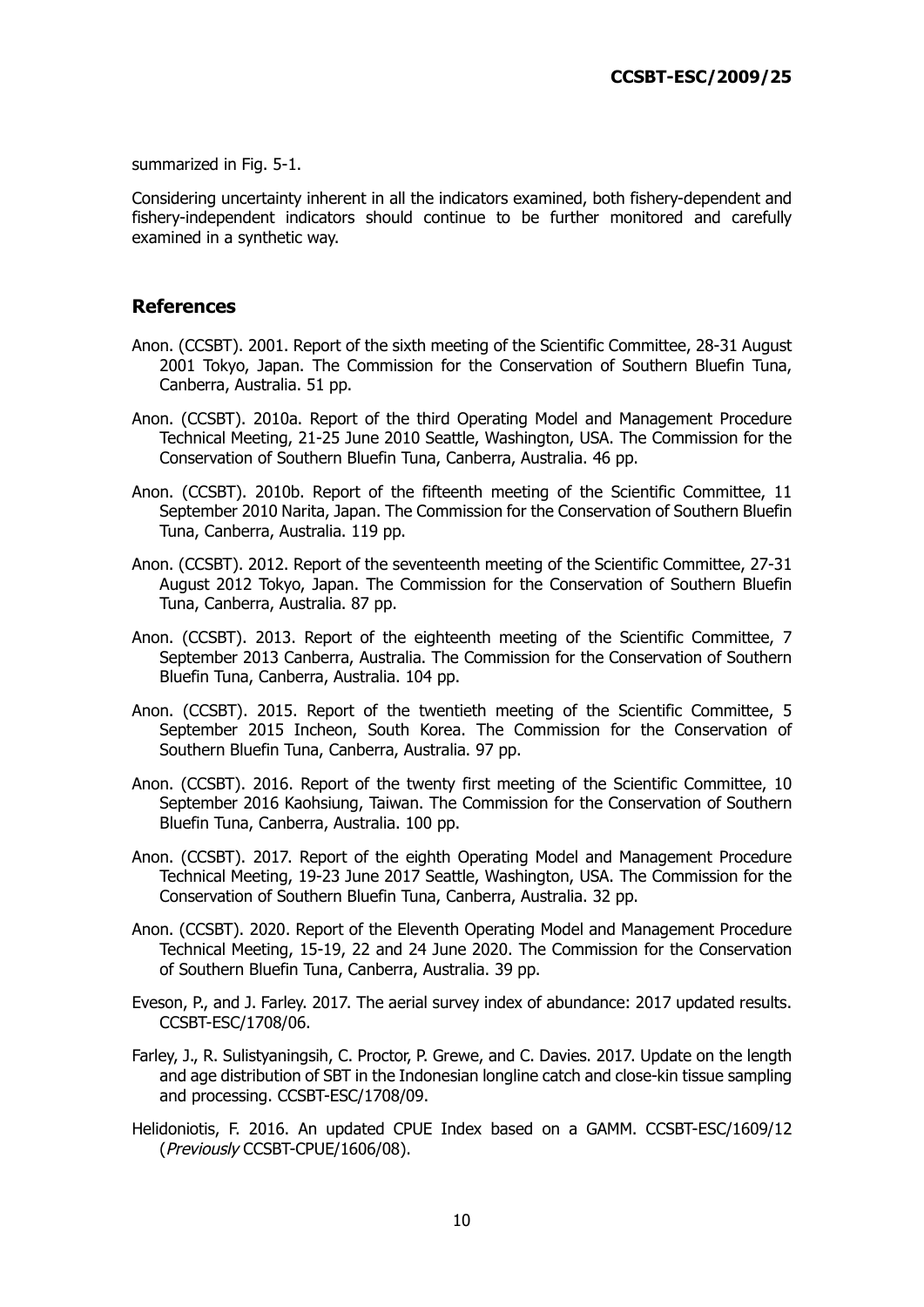summarized in Fig. 5-1.

Considering uncertainty inherent in all the indicators examined, both fishery-dependent and fishery-independent indicators should continue to be further monitored and carefully examined in a synthetic way.

## References

Anon. (CCSBT). 2001. Report of the sixth meeting of the Scientific Committee, 28-31 August 2001 Tokyo, Japan. The Commission for the Conservation of Southern Bluefin Tuna, Canberra, Australia. 51 pp.

Anon. (CCSBT). 2010a. Report of the third Operating Model and Management Procedure Technical Meeting, 21-25 June 2010 Seattle, Washington, USA. The Commission for the Conservation of Southern Bluefin Tuna, Canberra, Australia. 46 pp.

Anon. (CCSBT). 2010b. Report of the fifteenth meeting of the Scientific Committee, 11 September 2010 Narita, Japan. The Commission for the Conservation of Southern Bluefin Tuna, Canberra, Australia. 119 pp.

Anon. (CCSBT). 2012. Report of the seventeenth meeting of the Scientific Committee, 27-31 August 2012 Tokyo, Japan. The Commission for the Conservation of Southern Bluefin Tuna, Canberra, Australia. 87 pp.

Anon. (CCSBT). 2013. Report of the eighteenth meeting of the Scientific Committee, 7 September 2013 Canberra, Australia. The Commission for the Conservation of Southern Bluefin Tuna, Canberra, Australia. 104 pp.

Anon. (CCSBT). 2015. Report of the twentieth meeting of the Scientific Committee, 5 September 2015 Incheon, South Korea. The Commission for the Conservation of Southern Bluefin Tuna, Canberra, Australia. 97 pp.

Anon. (CCSBT). 2016. Report of the twenty first meeting of the Scientific Committee, 10 September 2016 Kaohsiung, Taiwan. The Commission for the Conservation of Southern Bluefin Tuna, Canberra, Australia. 100 pp.

Anon. (CCSBT). 2017. Report of the eighth Operating Model and Management Procedure Technical Meeting, 19-23 June 2017 Seattle, Washington, USA. The Commission for the Conservation of Southern Bluefin Tuna, Canberra, Australia. 32 pp.

Anon. (CCSBT). 2020. Report of the Eleventh Operating Model and Management Procedure Technical Meeting, 15-19, 22 and 24 June 2020. The Commission for the Conservation of Southern Bluefin Tuna, Canberra, Australia. 39 pp.

Eveson, P., and J. Farley. 2017. The aerial survey index of abundance: 2017 updated results. CCSBT-ESC/1708/06.

Farley, J., R. Sulistyaningsih, C. Proctor, P. Grewe, and C. Davies. 2017. Update on the length and age distribution of SBT in the Indonesian longline catch and close-kin tissue sampling and processing. CCSBT-ESC/1708/09.

Helidoniotis, F. 2016. An updated CPUE Index based on a GAMM. CCSBT-ESC/1609/12 (*Previously* CCSBT-CPUE/1606/08).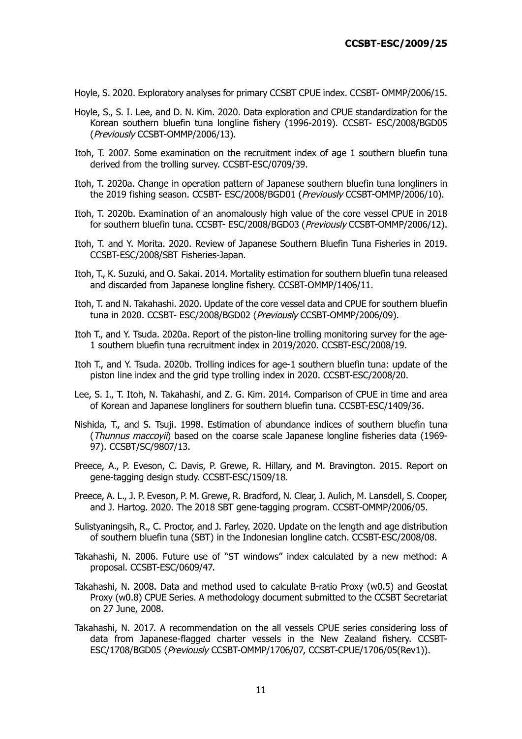Hoyle, S. 2020. Exploratory analyses for primary CCSBT CPUE index. CCSBT- OMMP/2006/15.

Hoyle, S., S. I. Lee, and D. N. Kim. 2020. Data exploration and CPUE standardization for the Korean southern bluefin tuna longline fishery (1996-2019). CCSBT- ESC/2008/BGD05 (*Previously* CCSBT-OMMP/2006/13).

Itoh, T. 2007. Some examination on the recruitment index of age 1 southern bluefin tuna derived from the trolling survey. CCSBT-ESC/0709/39.

Itoh, T. 2020a. Change in operation pattern of Japanese southern bluefin tuna longliners in the 2019 fishing season. CCSBT- ESC/2008/BGD01 (*Previously* CCSBT-OMMP/2006/10).

Itoh, T. 2020b. Examination of an anomalously high value of the core vessel CPUE in 2018 for southern bluefin tuna. CCSBT- ESC/2008/BGD03 (*Previously* CCSBT-OMMP/2006/12).

Itoh, T. and Y. Morita. 2020. Review of Japanese Southern Bluefin Tuna Fisheries in 2019. CCSBT-ESC/2008/SBT Fisheries-Japan.

Itoh, T., K. Suzuki, and O. Sakai. 2014. Mortality estimation for southern bluefin tuna released and discarded from Japanese longline fishery. CCSBT-OMMP/1406/11.

Itoh, T. and N. Takahashi. 2020. Update of the core vessel data and CPUE for southern bluefin tuna in 2020. CCSBT- ESC/2008/BGD02 (*Previously* CCSBT-OMMP/2006/09).

Itoh T., and Y. Tsuda. 2020a. Report of the piston-line trolling monitoring survey for the age-1 southern bluefin tuna recruitment index in 2019/2020. CCSBT-ESC/2008/19.

Itoh T., and Y. Tsuda. 2020b. Trolling indices for age-1 southern bluefin tuna: update of the piston line index and the grid type trolling index in 2020. CCSBT-ESC/2008/20.

Lee, S. I., T. Itoh, N. Takahashi, and Z. G. Kim. 2014. Comparison of CPUE in time and area of Korean and Japanese longliners for southern bluefin tuna. CCSBT-ESC/1409/36.

Nishida, T., and S. Tsuji. 1998. Estimation of abundance indices of southern bluefin tuna (*Thunnus maccoyii*) based on the coarse scale Japanese longline fisheries data (1969-97). CCSBT/SC/9807/13.

Preece, A., P. Eveson, C. Davis, P. Grewe, R. Hillary, and M. Bravington. 2015. Report on gene-tagging design study. CCSBT-ESC/1509/18.

Preece, A. L., J. P. Eveson, P. M. Grewe, R. Bradford, N. Clear, J. Aulich, M. Lansdell, S. Cooper, and J. Hartog. 2020. The 2018 SBT gene-tagging program. CCSBT-OMMP/2006/05.

Sulistyaningsih, R., C. Proctor, and J. Farley. 2020. Update on the length and age distribution of southern bluefin tuna (SBT) in the Indonesian longline catch. CCSBT-ESC/2008/08.

Takahashi, N. 2006. Future use of "ST windows" index calculated by a new method: A proposal. CCSBT-ESC/0609/47.

Takahashi, N. 2008. Data and method used to calculate B-ratio Proxy (w0.5) and Geostat Proxy (w0.8) CPUE Series. A methodology document submitted to the CCSBT Secretariat on 27 June, 2008.

Takahashi, N. 2017. A recommendation on the all vessels CPUE series considering loss of data from Japanese-flagged charter vessels in the New Zealand fishery. CCSBT-ESC/1708/BGD05 (*Previously* CCSBT-OMMP/1706/07, CCSBT-CPUE/1706/05(Rev1)).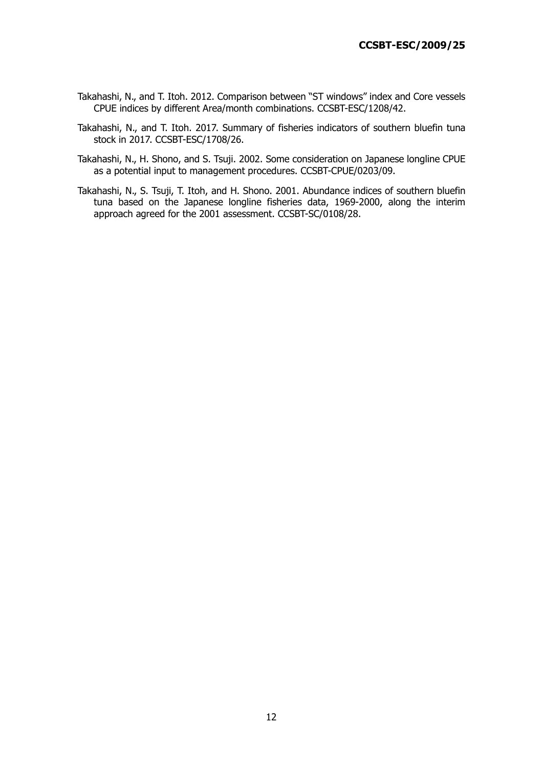Takahashi, N., and T. Itoh. 2012. Comparison between "ST windows" index and Core vessels CPUE indices by different Area/month combinations. CCSBT-ESC/1208/42.

Takahashi, N., and T. Itoh. 2017. Summary of fisheries indicators of southern bluefin tuna stock in 2017. CCSBT-ESC/1708/26.

Takahashi, N., H. Shono, and S. Tsuji. 2002. Some consideration on Japanese longline CPUE as a potential input to management procedures. CCSBT-CPUE/0203/09.

Takahashi, N., S. Tsuji, T. Itoh, and H. Shono. 2001. Abundance indices of southern bluefin tuna based on the Japanese longline fisheries data, 1969-2000, along the interim approach agreed for the 2001 assessment. CCSBT-SC/0108/28.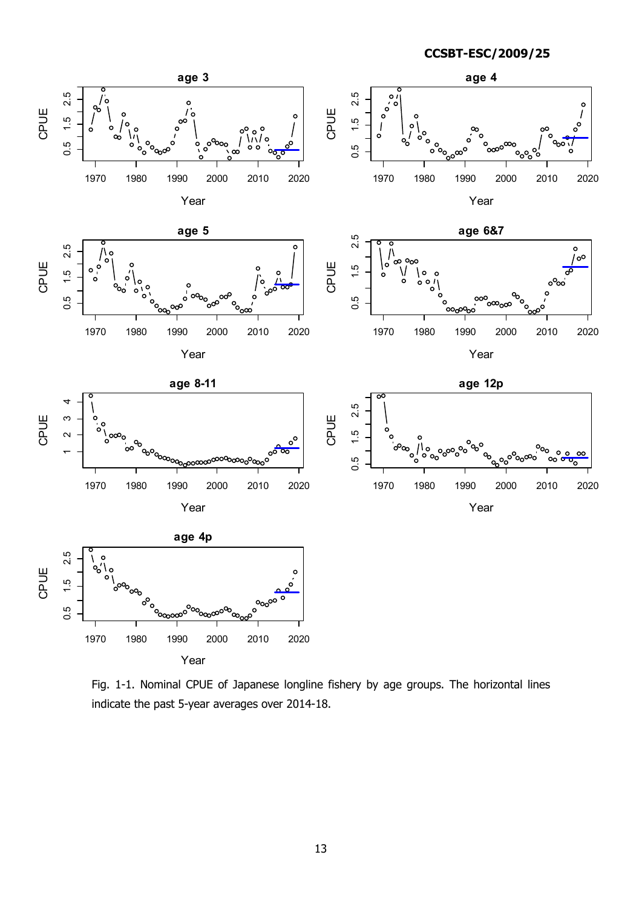Fig. 1-1. Nominal CPUE of Japanese longline fishery by age groups. The horizontal lines indicate the past 5-year averages over 2014-18.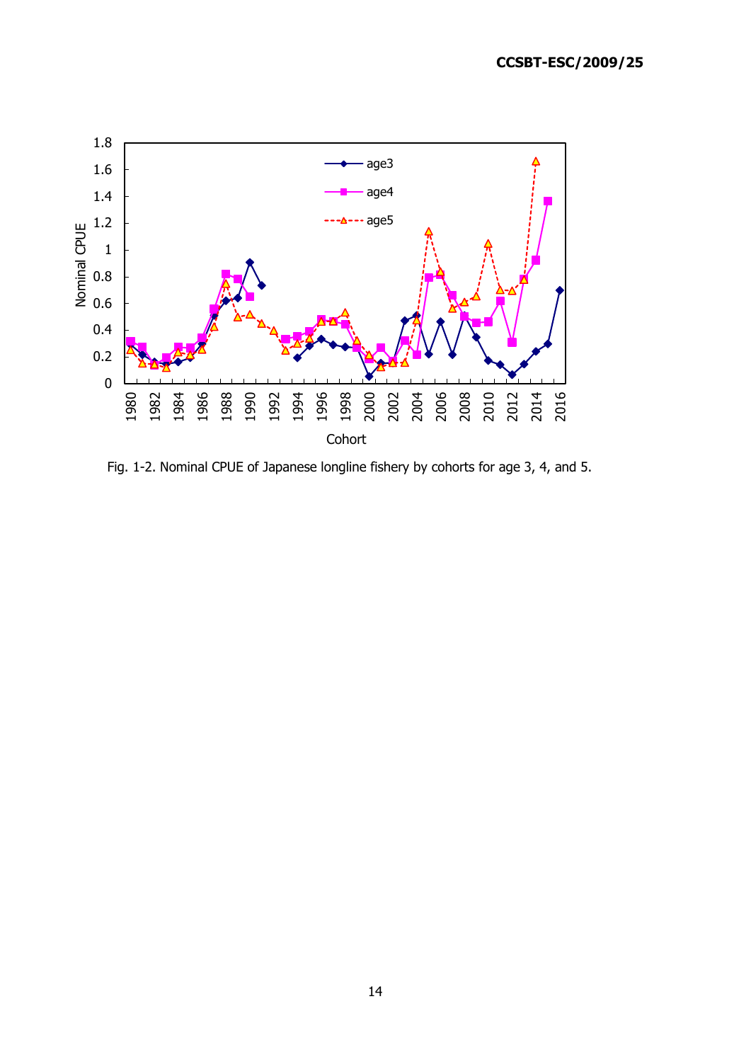Fig. 1-2. Nominal CPUE of Japanese longline fishery by cohorts for age 3, 4, and 5.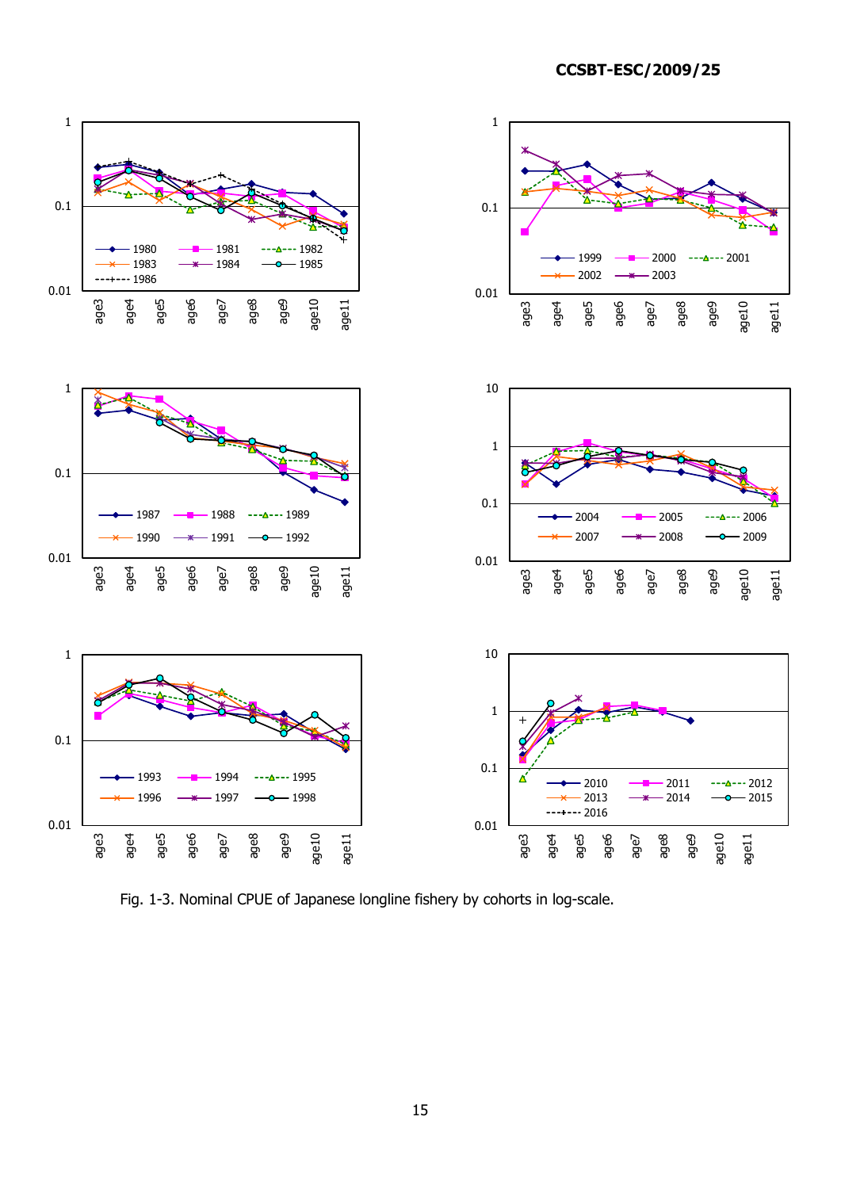Fig. 1-3. Nominal CPUE of Japanese longline fishery by cohorts in log-scale.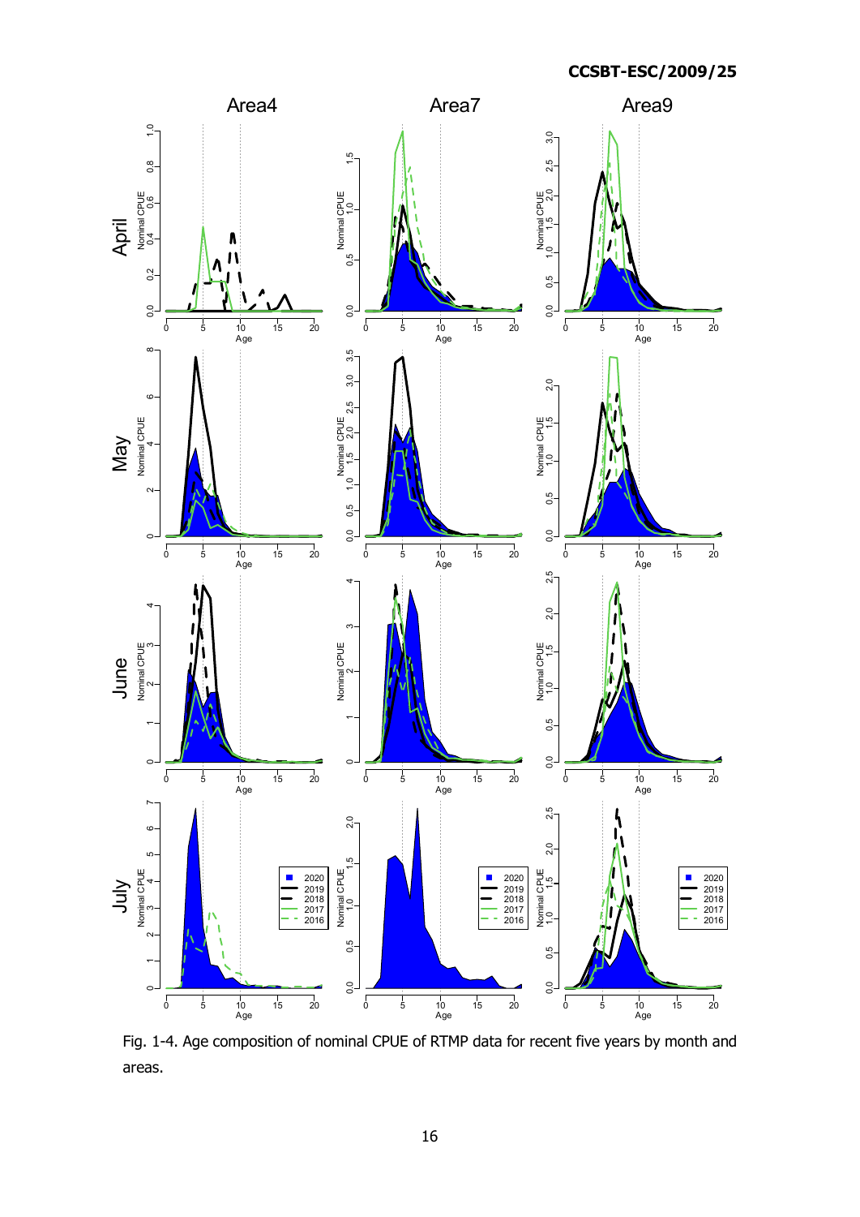Fig. 1-4. Age composition of nominal CPUE of RTMP data for recent five years by month and areas.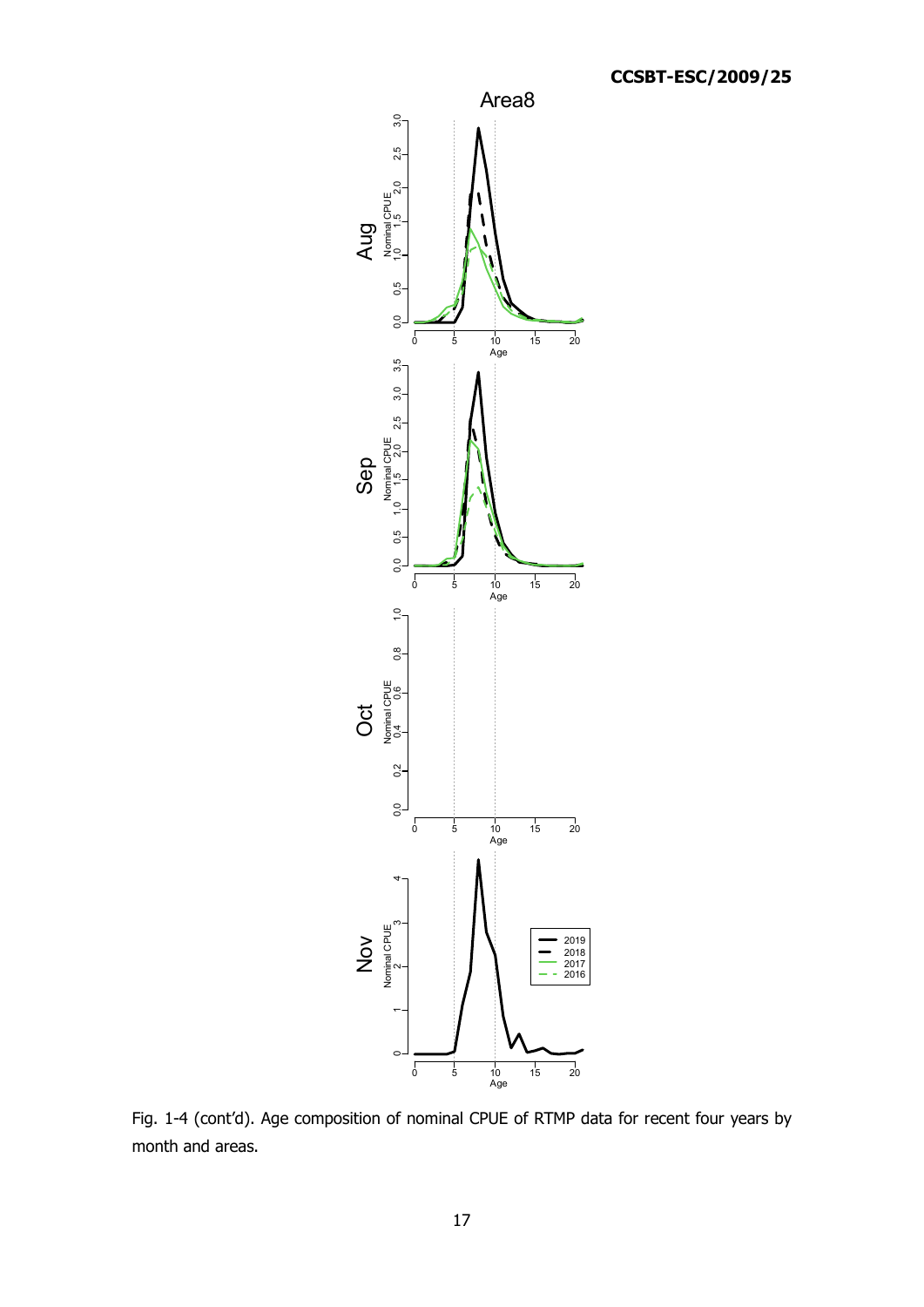Fig. 1-4 (cont'd). Age composition of nominal CPUE of RTMP data for recent four years by month and areas.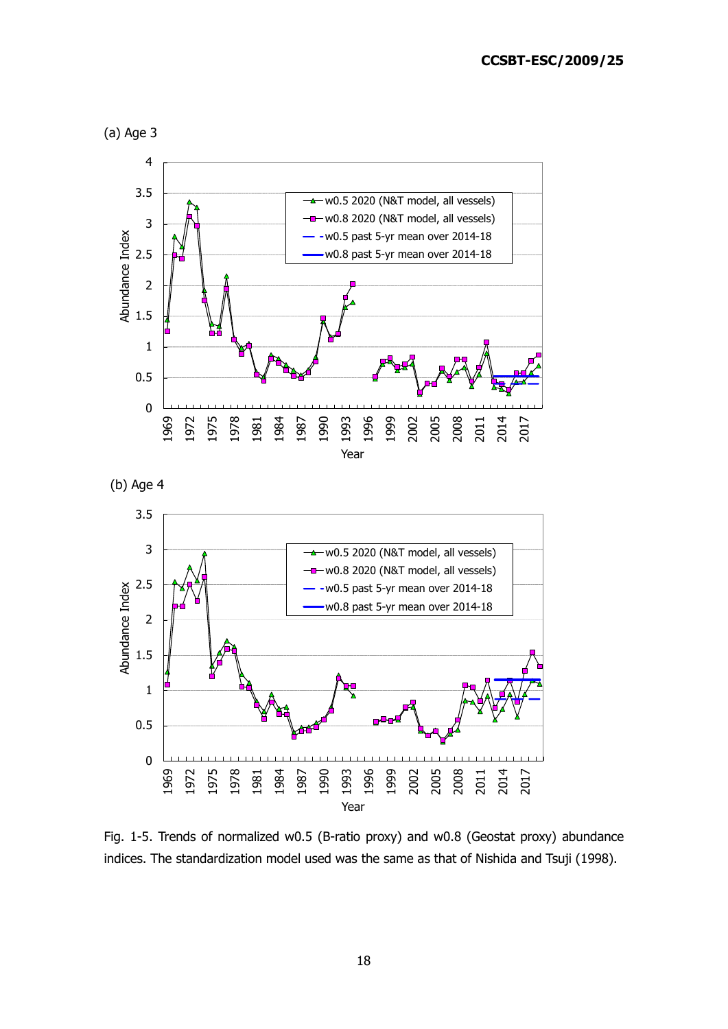(a) Age 3

(b) Age 4

Fig. 1-5. Trends of normalized w0.5 (B-ratio proxy) and w0.8 (Geostat proxy) abundance indices. The standardization model used was the same as that of Nishida and Tsuji (1998).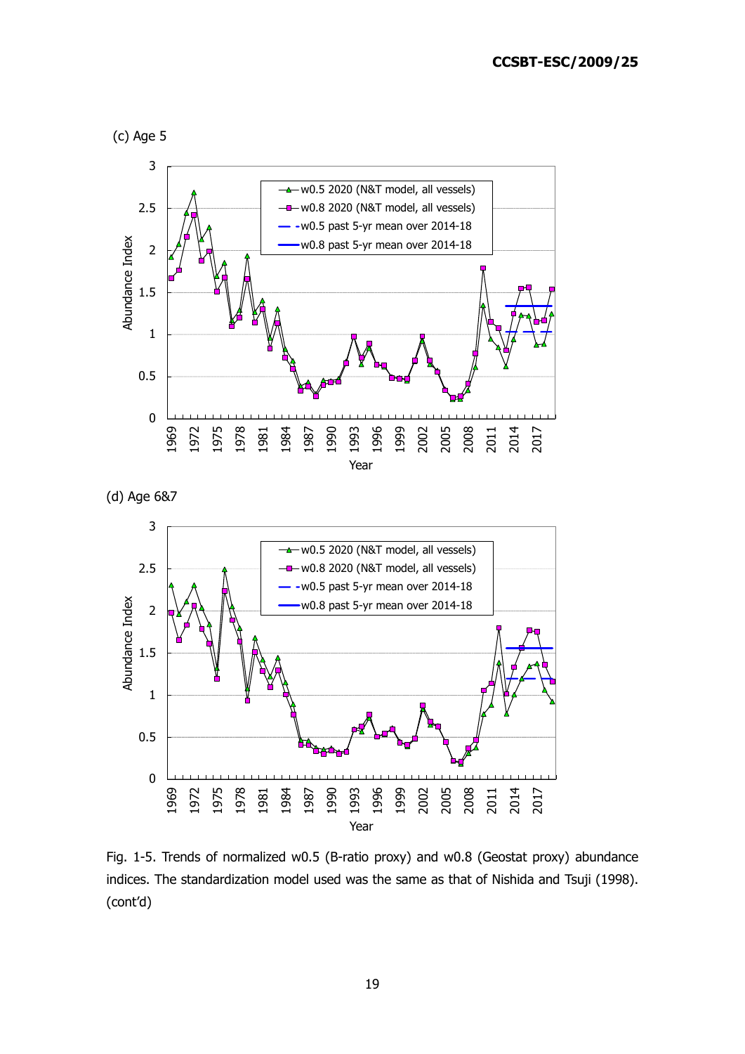(c) Age 5

(d) Age 6&7

Fig. 1-5. Trends of normalized w0.5 (B-ratio proxy) and w0.8 (Geostat proxy) abundance indices. The standardization model used was the same as that of Nishida and Tsuji (1998). (cont'd)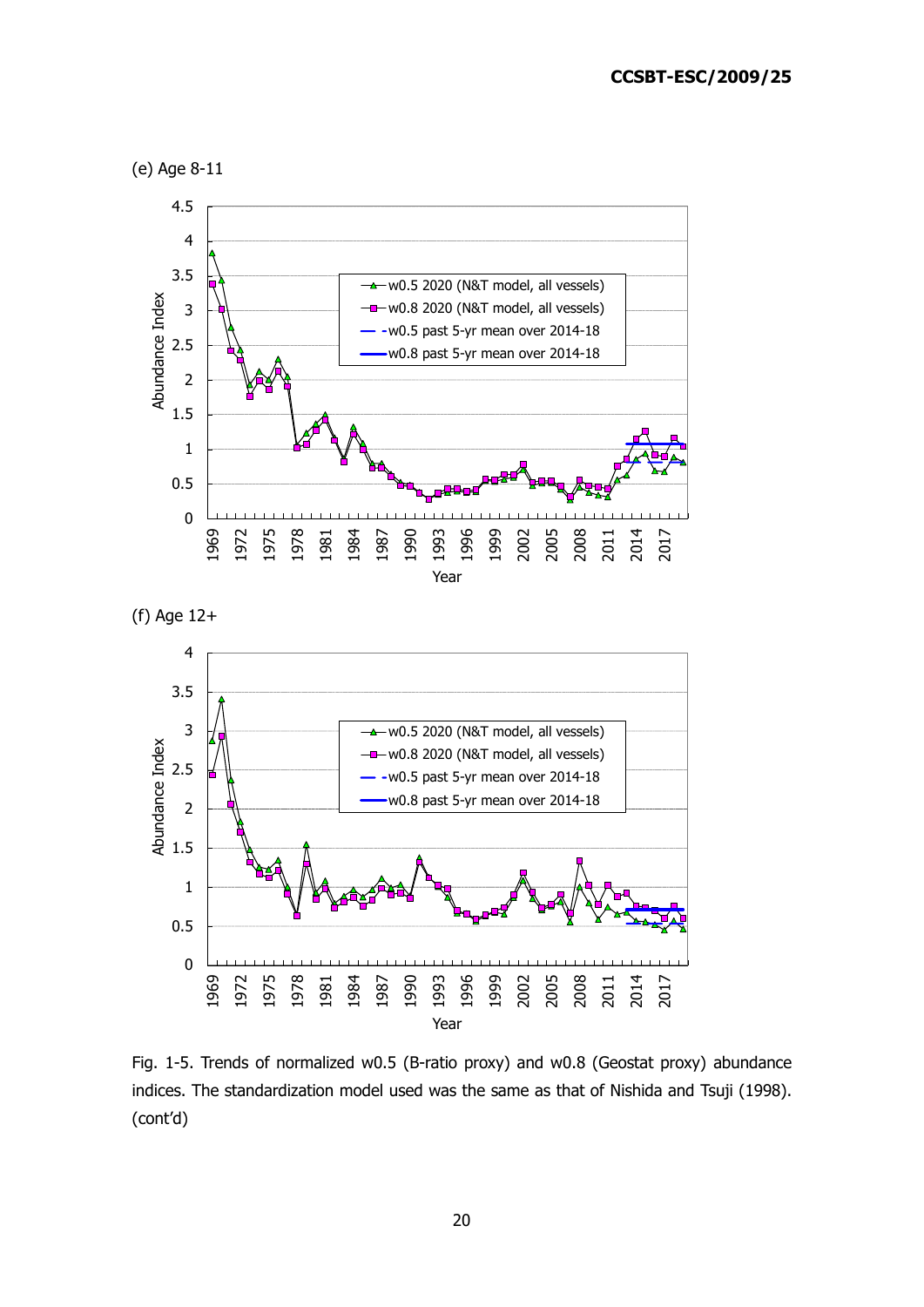(e) Age 8-11

(f) Age 12+

Fig. 1-5. Trends of normalized w0.5 (B-ratio proxy) and w0.8 (Geostat proxy) abundance indices. The standardization model used was the same as that of Nishida and Tsuji (1998). (cont'd)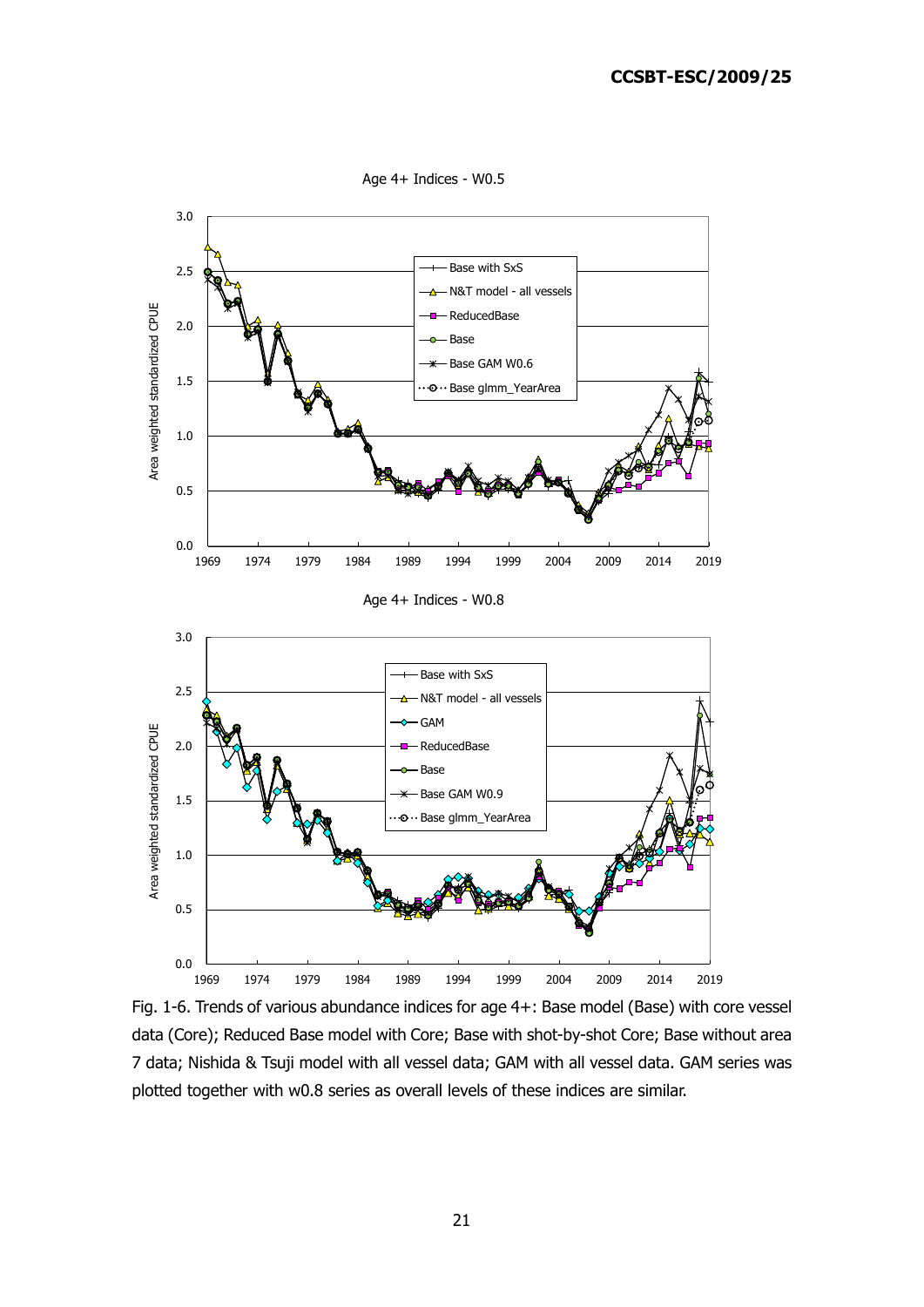Age 4+ Indices - W0.5

Age 4+ Indices - W0.8

Fig. 1-6. Trends of various abundance indices for age 4+: Base model (Base) with core vessel data (Core); Reduced Base model with Core; Base with shot-by-shot Core; Base without area 7 data; Nishida & Tsuji model with all vessel data; GAM with all vessel data. GAM series was plotted together with w0.8 series as overall levels of these indices are similar.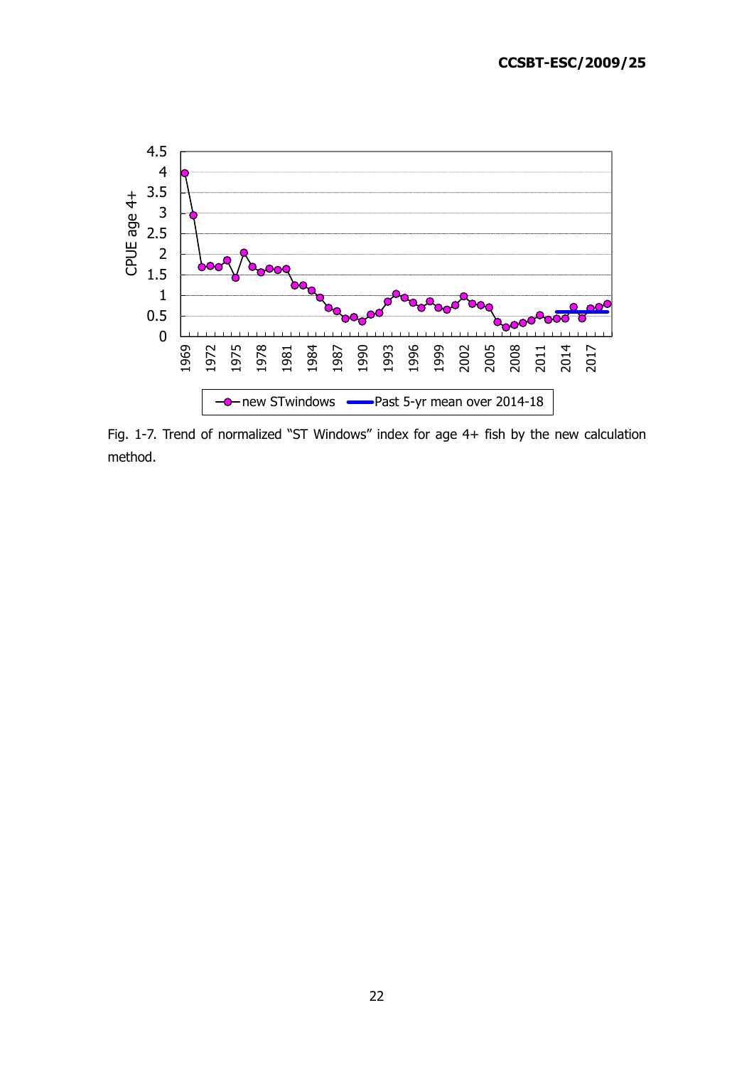Fig. 1-7. Trend of normalized "ST Windows" index for age 4+ fish by the new calculation method.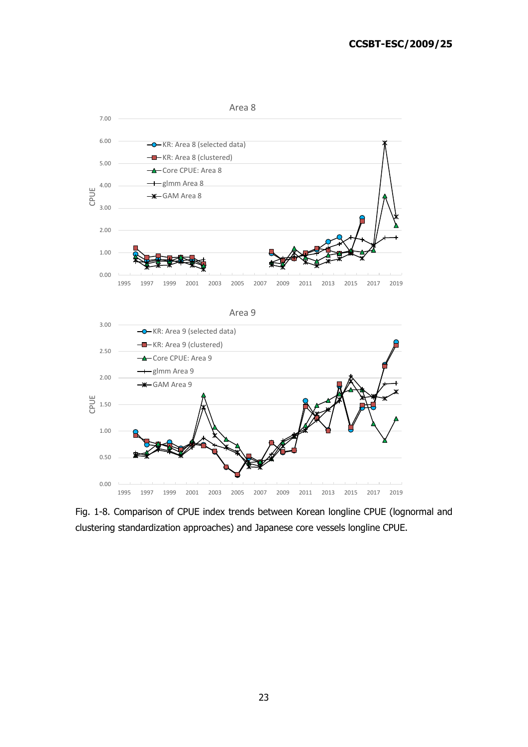Fig. 1-8. Comparison of CPUE index trends between Korean longline CPUE (lognormal and clustering standardization approaches) and Japanese core vessels longline CPUE.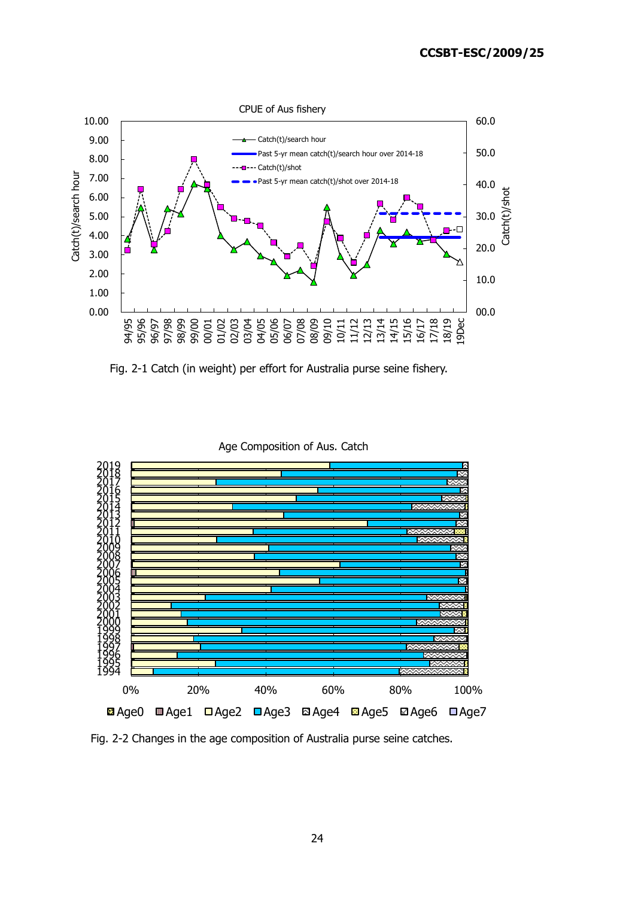Fig. 2-1 Catch (in weight) per effort for Australia purse seine fishery.

Fig. 2-2 Changes in the age composition of Australia purse seine catches.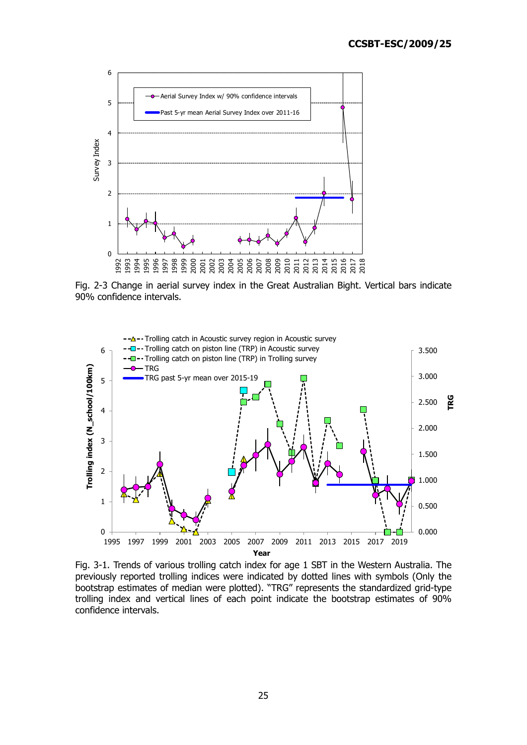Fig. 2-3 Change in aerial survey index in the Great Australian Bight. Vertical bars indicate 90% confidence intervals.

Fig. 3-1. Trends of various trolling catch index for age 1 SBT in the Western Australia. The previously reported trolling indices were indicated by dotted lines with symbols (Only the bootstrap estimates of median were plotted). "TRG" represents the standardized grid-type trolling index and vertical lines of each point indicate the bootstrap estimates of 90% confidence intervals.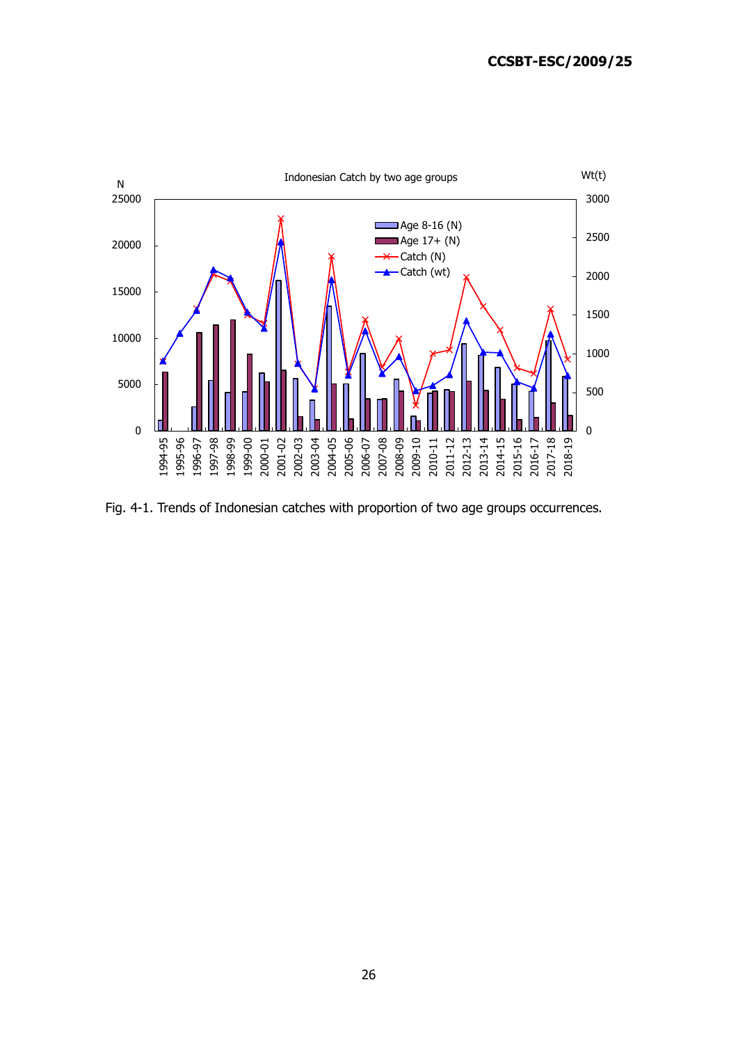Fig. 4-1. Trends of Indonesian catches with proportion of two age groups occurrences.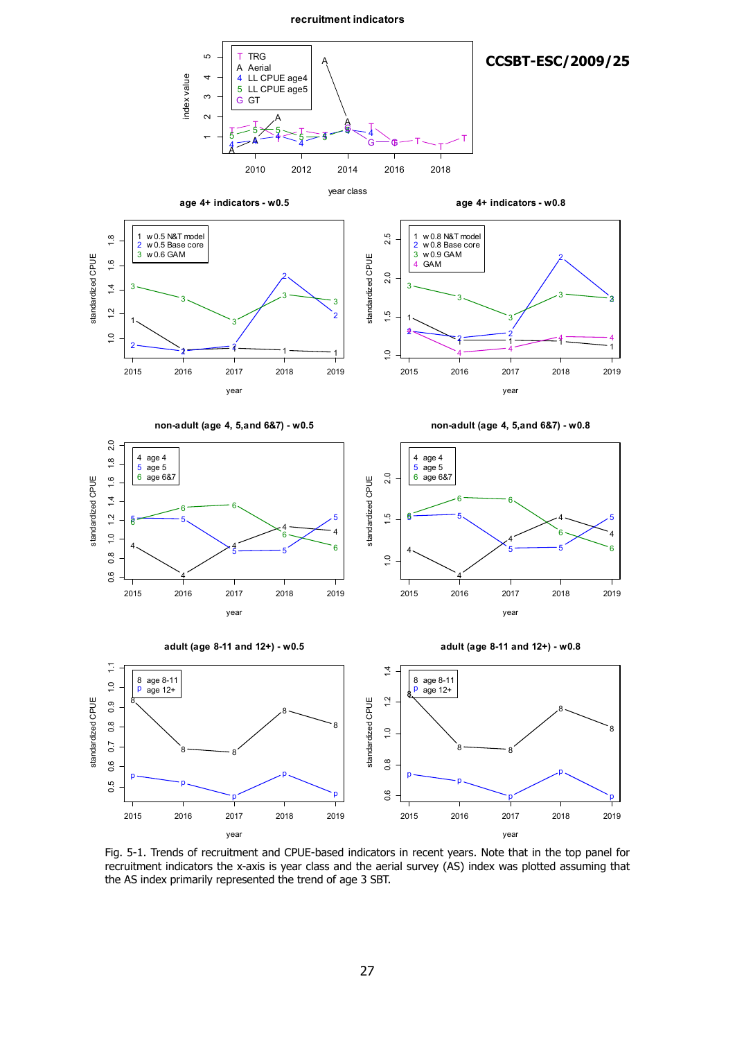CCSBT-ESC/2009/25

recruitment indicators

index value

T TRG
A Aerial
4 LL CPUE age4
5 LL CPUE age5
G GT

year class

age 4+ indicators - w0.5

1 w 0.5 N&T model
2 w 0.5 Base core
3 w 0.6 GAM

standardized CPUE

year

age 4+ indicators - w0.8

1 w 0.8 N&T model
2 w 0.8 Base core
3 w 0.9 GAM
4 GAM

standardized CPUE

year

non-adult (age 4, 5,and 6&7) - w0.5

4 age 4
5 age 5
6 age 6&7

standardized CPUE

year

non-adult (age 4, 5,and 6&7) - w0.8

4 age 4
5 age 5
6 age 6&7

standardized CPUE

year

adult (age 8-11 and 12+) - w0.5

8 age 8-11
p age 12+

standardized CPUE

year

adult (age 8-11 and 12+) - w0.8

8 age 8-11
p age 12+

standardized CPUE

year

Fig. 5-1. Trends of recruitment and CPUE-based indicators in recent years. Note that in the top panel for recruitment indicators the x-axis is year class and the aerial survey (AS) index was plotted assuming that the AS index primarily represented the trend of age 3 SBT.